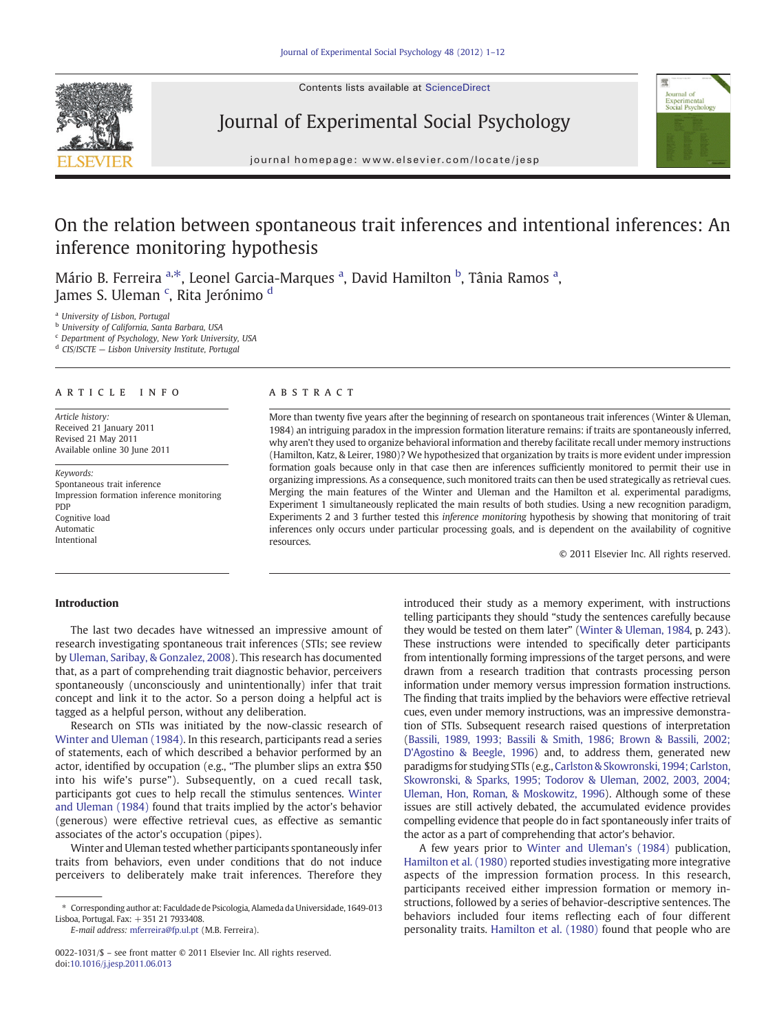# On the relation between spontaneous trait inferences and intentional inferences: An inference monitoring hypothesis

Mário B. Ferreira [a,*], Leonel Garcia-Marques [a], David Hamilton [b], Tânia Ramos [a], James S. Uleman [c], Rita Jerónimo [d]

[a] University of Lisbon, Portugal
[b] University of California, Santa Barbara, USA
[c] Department of Psychology, New York University, USA
[d] CIS/ISCTE — Lisbon University Institute, Portugal

## ARTICLE INFO

*Article history:*
Received 21 January 2011
Revised 21 May 2011
Available online 30 June 2011

*Keywords:*
Spontaneous trait inference
Impression formation inference monitoring
PDP
Cognitive load
Automatic
Intentional

## ABSTRACT

More than twenty five years after the beginning of research on spontaneous trait inferences (Winter & Uleman, 1984) an intriguing paradox in the impression formation literature remains: if traits are spontaneously inferred, why aren't they used to organize behavioral information and thereby facilitate recall under memory instructions (Hamilton, Katz, & Leirer, 1980)? We hypothesized that organization by traits is more evident under impression formation goals because only in that case then are inferences sufficiently monitored to permit their use in organizing impressions. As a consequence, such monitored traits can then be used strategically as retrieval cues. Merging the main features of the Winter and Uleman and the Hamilton et al. experimental paradigms, Experiment 1 simultaneously replicated the main results of both studies. Using a new recognition paradigm, Experiments 2 and 3 further tested this *inference monitoring* hypothesis by showing that monitoring of trait inferences only occurs under particular processing goals, and is dependent on the availability of cognitive resources.

© 2011 Elsevier Inc. All rights reserved.

## Introduction

The last two decades have witnessed an impressive amount of research investigating spontaneous trait inferences (STIs; see review by Uleman, Saribay, & Gonzalez, 2008). This research has documented that, as a part of comprehending trait diagnostic behavior, perceivers spontaneously (unconsciously and unintentionally) infer that trait concept and link it to the actor. So a person doing a helpful act is tagged as a helpful person, without any deliberation.

Research on STIs was initiated by the now-classic research of Winter and Uleman (1984). In this research, participants read a series of statements, each of which described a behavior performed by an actor, identified by occupation (e.g., "The plumber slips an extra $50 into his wife's purse"). Subsequently, on a cued recall task, participants got cues to help recall the stimulus sentences. Winter and Uleman (1984) found that traits implied by the actor's behavior (generous) were effective retrieval cues, as effective as semantic associates of the actor's occupation (pipes).

Winter and Uleman tested whether participants spontaneously infer traits from behaviors, even under conditions that do not induce perceivers to deliberately make trait inferences. Therefore they introduced their study as a memory experiment, with instructions telling participants they should "study the sentences carefully because they would be tested on them later" (Winter & Uleman, 1984, p. 243). These instructions were intended to specifically deter participants from intentionally forming impressions of the target persons, and were drawn from a research tradition that contrasts processing person information under memory versus impression formation instructions. The finding that traits implied by the behaviors were effective retrieval cues, even under memory instructions, was an impressive demonstration of STIs. Subsequent research raised questions of interpretation (Bassili, 1989, 1993; Bassili & Smith, 1986; Brown & Bassili, 2002; D'Agostino & Beegle, 1996) and, to address them, generated new paradigms for studying STIs (e.g., Carlston & Skowronski, 1994; Carlston, Skowronski, & Sparks, 1995; Todorov & Uleman, 2002, 2003, 2004; Uleman, Hon, Roman, & Moskowitz, 1996). Although some of these issues are still actively debated, the accumulated evidence provides compelling evidence that people do in fact spontaneously infer traits of the actor as a part of comprehending that actor's behavior.

A few years prior to Winter and Uleman's (1984) publication, Hamilton et al. (1980) reported studies investigating more integrative aspects of the impression formation process. In this research, participants received either impression formation or memory instructions, followed by a series of behavior-descriptive sentences. The behaviors included four items reflecting each of four different personality traits. Hamilton et al. (1980) found that people who are

\* Corresponding author at: Faculdade de Psicologia, Alameda da Universidade, 1649-013 Lisboa, Portugal. Fax: +351 21 7933408.
*E-mail address:* mferreira@fp.ul.pt (M.B. Ferreira).

0022-1031/$ – see front matter © 2011 Elsevier Inc. All rights reserved.
doi:10.1016/j.jesp.2011.06.013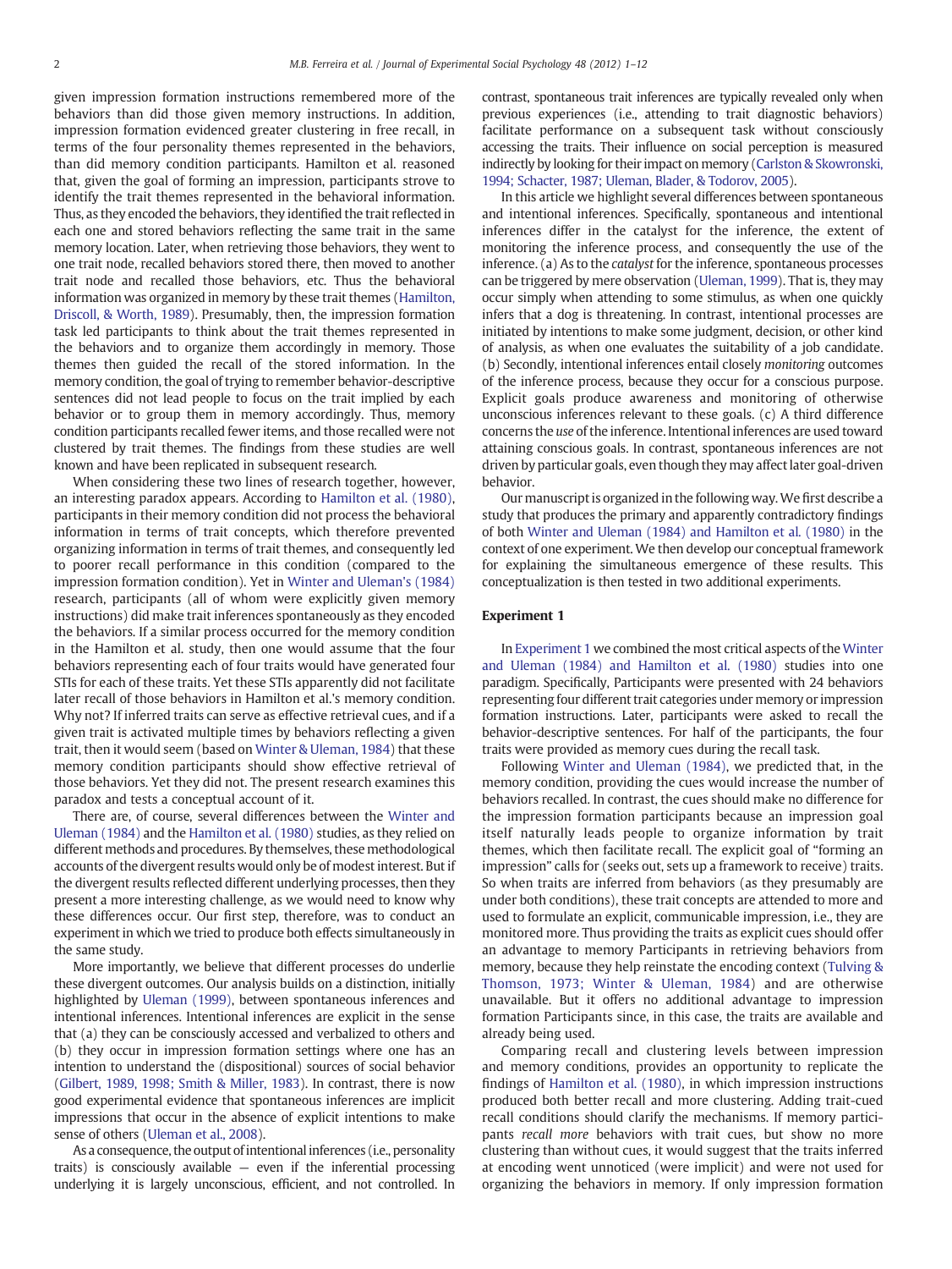given impression formation instructions remembered more of the behaviors than did those given memory instructions. In addition, impression formation evidenced greater clustering in free recall, in terms of the four personality themes represented in the behaviors, than did memory condition participants. Hamilton et al. reasoned that, given the goal of forming an impression, participants strove to identify the trait themes represented in the behavioral information. Thus, as they encoded the behaviors, they identified the trait reflected in each one and stored behaviors reflecting the same trait in the same memory location. Later, when retrieving those behaviors, they went to one trait node, recalled behaviors stored there, then moved to another trait node and recalled those behaviors, etc. Thus the behavioral information was organized in memory by these trait themes (Hamilton, Driscoll, & Worth, 1989). Presumably, then, the impression formation task led participants to think about the trait themes represented in the behaviors and to organize them accordingly in memory. Those themes then guided the recall of the stored information. In the memory condition, the goal of trying to remember behavior-descriptive sentences did not lead people to focus on the trait implied by each behavior or to group them in memory accordingly. Thus, memory condition participants recalled fewer items, and those recalled were not clustered by trait themes. The findings from these studies are well known and have been replicated in subsequent research.

When considering these two lines of research together, however, an interesting paradox appears. According to Hamilton et al. (1980), participants in their memory condition did not process the behavioral information in terms of trait concepts, which therefore prevented organizing information in terms of trait themes, and consequently led to poorer recall performance in this condition (compared to the impression formation condition). Yet in Winter and Uleman's (1984) research, participants (all of whom were explicitly given memory instructions) did make trait inferences spontaneously as they encoded the behaviors. If a similar process occurred for the memory condition in the Hamilton et al. study, then one would assume that the four behaviors representing each of four traits would have generated four STIs for each of these traits. Yet these STIs apparently did not facilitate later recall of those behaviors in Hamilton et al.'s memory condition. Why not? If inferred traits can serve as effective retrieval cues, and if a given trait is activated multiple times by behaviors reflecting a given trait, then it would seem (based on Winter & Uleman, 1984) that these memory condition participants should show effective retrieval of those behaviors. Yet they did not. The present research examines this paradox and tests a conceptual account of it.

There are, of course, several differences between the Winter and Uleman (1984) and the Hamilton et al. (1980) studies, as they relied on different methods and procedures. By themselves, these methodological accounts of the divergent results would only be of modest interest. But if the divergent results reflected different underlying processes, then they present a more interesting challenge, as we would need to know why these differences occur. Our first step, therefore, was to conduct an experiment in which we tried to produce both effects simultaneously in the same study.

More importantly, we believe that different processes do underlie these divergent outcomes. Our analysis builds on a distinction, initially highlighted by Uleman (1999), between spontaneous inferences and intentional inferences. Intentional inferences are explicit in the sense that (a) they can be consciously accessed and verbalized to others and (b) they occur in impression formation settings where one has an intention to understand the (dispositional) sources of social behavior (Gilbert, 1989, 1998; Smith & Miller, 1983). In contrast, there is now good experimental evidence that spontaneous inferences are implicit impressions that occur in the absence of explicit intentions to make sense of others (Uleman et al., 2008).

As a consequence, the output of intentional inferences (i.e., personality traits) is consciously available — even if the inferential processing underlying it is largely unconscious, efficient, and not controlled. In contrast, spontaneous trait inferences are typically revealed only when previous experiences (i.e., attending to trait diagnostic behaviors) facilitate performance on a subsequent task without consciously accessing the traits. Their influence on social perception is measured indirectly by looking for their impact on memory (Carlston & Skowronski, 1994; Schacter, 1987; Uleman, Blader, & Todorov, 2005).

In this article we highlight several differences between spontaneous and intentional inferences. Specifically, spontaneous and intentional inferences differ in the catalyst for the inference, the extent of monitoring the inference process, and consequently the use of the inference. (a) As to the *catalyst* for the inference, spontaneous processes can be triggered by mere observation (Uleman, 1999). That is, they may occur simply when attending to some stimulus, as when one quickly infers that a dog is threatening. In contrast, intentional processes are initiated by intentions to make some judgment, decision, or other kind of analysis, as when one evaluates the suitability of a job candidate. (b) Secondly, intentional inferences entail closely *monitoring* outcomes of the inference process, because they occur for a conscious purpose. Explicit goals produce awareness and monitoring of otherwise unconscious inferences relevant to these goals. (c) A third difference concerns the *use* of the inference. Intentional inferences are used toward attaining conscious goals. In contrast, spontaneous inferences are not driven by particular goals, even though they may affect later goal-driven behavior.

Our manuscript is organized in the following way. We first describe a study that produces the primary and apparently contradictory findings of both Winter and Uleman (1984) and Hamilton et al. (1980) in the context of one experiment. We then develop our conceptual framework for explaining the simultaneous emergence of these results. This conceptualization is then tested in two additional experiments.

## Experiment 1

In Experiment 1 we combined the most critical aspects of the Winter and Uleman (1984) and Hamilton et al. (1980) studies into one paradigm. Specifically, Participants were presented with 24 behaviors representing four different trait categories under memory or impression formation instructions. Later, participants were asked to recall the behavior-descriptive sentences. For half of the participants, the four traits were provided as memory cues during the recall task.

Following Winter and Uleman (1984), we predicted that, in the memory condition, providing the cues would increase the number of behaviors recalled. In contrast, the cues should make no difference for the impression formation participants because an impression goal itself naturally leads people to organize information by trait themes, which then facilitate recall. The explicit goal of "forming an impression" calls for (seeks out, sets up a framework to receive) traits. So when traits are inferred from behaviors (as they presumably are under both conditions), these trait concepts are attended to more and used to formulate an explicit, communicable impression, i.e., they are monitored more. Thus providing the traits as explicit cues should offer an advantage to memory Participants in retrieving behaviors from memory, because they help reinstate the encoding context (Tulving & Thomson, 1973; Winter & Uleman, 1984) and are otherwise unavailable. But it offers no additional advantage to impression formation Participants since, in this case, the traits are available and already being used.

Comparing recall and clustering levels between impression and memory conditions, provides an opportunity to replicate the findings of Hamilton et al. (1980), in which impression instructions produced both better recall and more clustering. Adding trait-cued recall conditions should clarify the mechanisms. If memory participants *recall more* behaviors with trait cues, but show no more clustering than without cues, it would suggest that the traits inferred at encoding went unnoticed (were implicit) and were not used for organizing the behaviors in memory. If only impression formation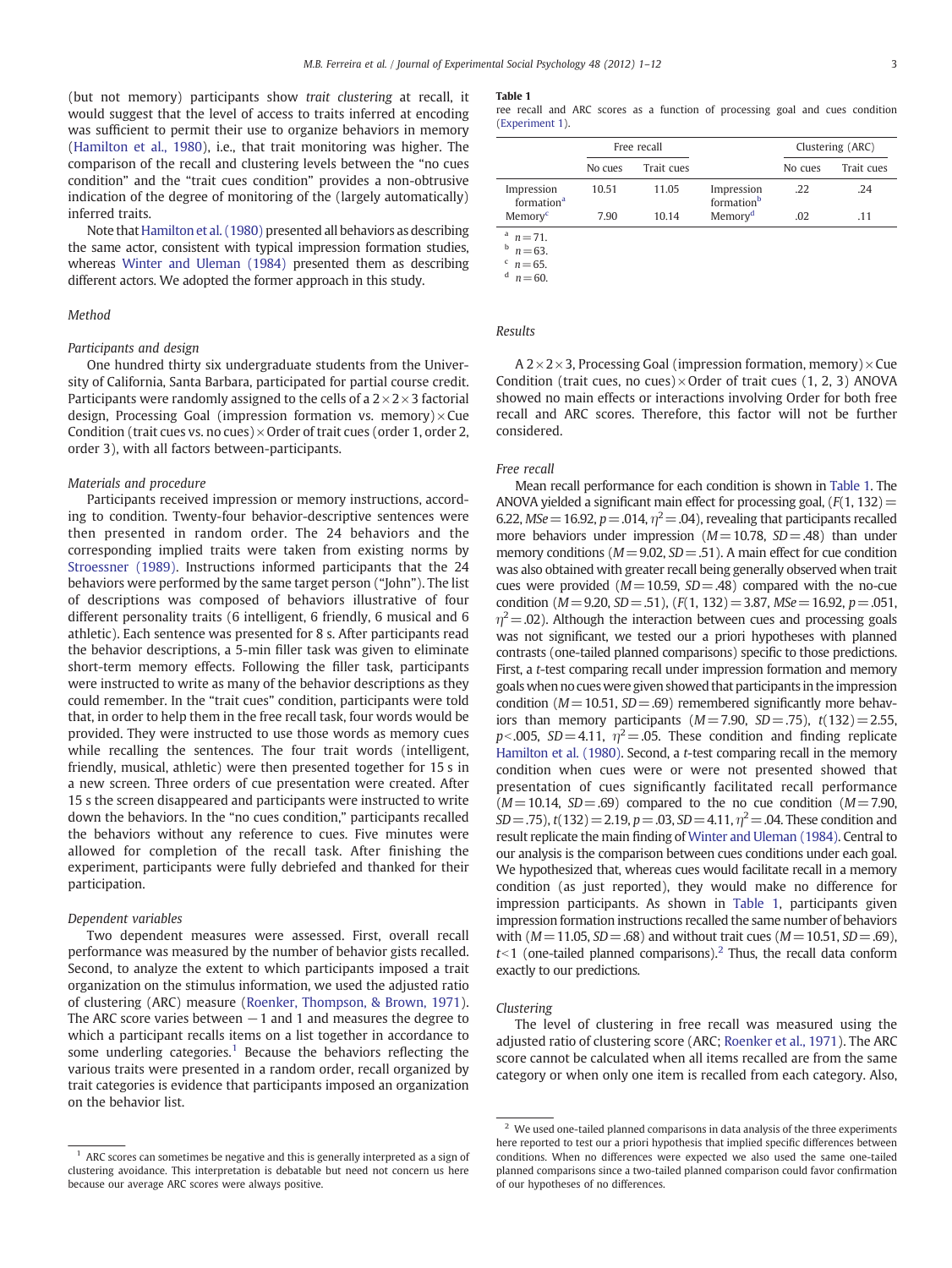(but not memory) participants show *trait clustering* at recall, it would suggest that the level of access to traits inferred at encoding was sufficient to permit their use to organize behaviors in memory (Hamilton et al., 1980), i.e., that trait monitoring was higher. The comparison of the recall and clustering levels between the "no cues condition" and the "trait cues condition" provides a non-obtrusive indication of the degree of monitoring of the (largely automatically) inferred traits.

Note that Hamilton et al. (1980) presented all behaviors as describing the same actor, consistent with typical impression formation studies, whereas Winter and Uleman (1984) presented them as describing different actors. We adopted the former approach in this study.

### Method

#### Participants and design

One hundred thirty six undergraduate students from the University of California, Santa Barbara, participated for partial course credit. Participants were randomly assigned to the cells of a 2×2×3 factorial design, Processing Goal (impression formation vs. memory)×Cue Condition (trait cues vs. no cues)×Order of trait cues (order 1, order 2, order 3), with all factors between-participants.

#### Materials and procedure

Participants received impression or memory instructions, according to condition. Twenty-four behavior-descriptive sentences were then presented in random order. The 24 behaviors and the corresponding implied traits were taken from existing norms by Stroessner (1989). Instructions informed participants that the 24 behaviors were performed by the same target person ("John"). The list of descriptions was composed of behaviors illustrative of four different personality traits (6 intelligent, 6 friendly, 6 musical and 6 athletic). Each sentence was presented for 8 s. After participants read the behavior descriptions, a 5-min filler task was given to eliminate short-term memory effects. Following the filler task, participants were instructed to write as many of the behavior descriptions as they could remember. In the "trait cues" condition, participants were told that, in order to help them in the free recall task, four words would be provided. They were instructed to use those words as memory cues while recalling the sentences. The four trait words (intelligent, friendly, musical, athletic) were then presented together for 15 s in a new screen. Three orders of cue presentation were created. After 15 s the screen disappeared and participants were instructed to write down the behaviors. In the "no cues condition," participants recalled the behaviors without any reference to cues. Five minutes were allowed for completion of the recall task. After finishing the experiment, participants were fully debriefed and thanked for their participation.

#### Dependent variables

Two dependent measures were assessed. First, overall recall performance was measured by the number of behavior gists recalled. Second, to analyze the extent to which participants imposed a trait organization on the stimulus information, we used the adjusted ratio of clustering (ARC) measure (Roenker, Thompson, & Brown, 1971). The ARC score varies between −1 and 1 and measures the degree to which a participant recalls items on a list together in accordance to some underling categories.[1] Because the behaviors reflecting the various traits were presented in a random order, recall organized by trait categories is evidence that participants imposed an organization on the behavior list.

[1] ARC scores can sometimes be negative and this is generally interpreted as a sign of clustering avoidance. This interpretation is debatable but need not concern us here because our average ARC scores were always positive.

**Table 1**
ree recall and ARC scores as a function of processing goal and cues condition (Experiment 1).

| | Free recall | | | Clustering (ARC) | |
|---|---|---|---|---|---|
| | No cues | Trait cues | | No cues | Trait cues |
| Impression formation[a] | 10.51 | 11.05 | Impression formation[b] | .22 | .24 |
| Memory[c] | 7.90 | 10.14 | Memory[d] | .02 | .11 |

[a] $n=71$.
[b] $n=63$.
[c] $n=65$.
[d] $n=60$.

### Results

A 2×2×3, Processing Goal (impression formation, memory)×Cue Condition (trait cues, no cues)×Order of trait cues (1, 2, 3) ANOVA showed no main effects or interactions involving Order for both free recall and ARC scores. Therefore, this factor will not be further considered.

#### Free recall

Mean recall performance for each condition is shown in Table 1. The ANOVA yielded a significant main effect for processing goal, ($F(1, 132)=6.22$, $MSe=16.92$, $p=.014$, $\eta^2=.04$), revealing that participants recalled more behaviors under impression ($M=10.78$, $SD=.48$) than under memory conditions ($M=9.02$, $SD=.51$). A main effect for cue condition was also obtained with greater recall being generally observed when trait cues were provided ($M=10.59$, $SD=.48$) compared with the no-cue condition ($M=9.20$, $SD=.51$), ($F(1, 132)=3.87$, $MSe=16.92$, $p=.051$, $\eta^2=.02$). Although the interaction between cues and processing goals was not significant, we tested our a priori hypotheses with planned contrasts (one-tailed planned comparisons) specific to those predictions. First, a *t*-test comparing recall under impression formation and memory goals when no cues were given showed that participants in the impression condition ($M=10.51$, $SD=.69$) remembered significantly more behaviors than memory participants ($M=7.90$, $SD=.75$), $t(132)=2.55$, $p<.005$, $SD=4.11$, $\eta^2=.05$. These condition and finding replicate Hamilton et al. (1980). Second, a *t*-test comparing recall in the memory condition when cues were or were not presented showed that presentation of cues significantly facilitated recall performance ($M=10.14$, $SD=.69$) compared to the no cue condition ($M=7.90$, $SD=.75$), $t(132)=2.19$, $p=.03$, $SD=4.11$, $\eta^2=.04$. These condition and result replicate the main finding of Winter and Uleman (1984). Central to our analysis is the comparison between cues conditions under each goal. We hypothesized that, whereas cues would facilitate recall in a memory condition (as just reported), they would make no difference for impression participants. As shown in Table 1, participants given impression formation instructions recalled the same number of behaviors with ($M=11.05$, $SD=.68$) and without trait cues ($M=10.51$, $SD=.69$), $t<1$ (one-tailed planned comparisons).[2] Thus, the recall data conform exactly to our predictions.

#### Clustering

The level of clustering in free recall was measured using the adjusted ratio of clustering score (ARC; Roenker et al., 1971). The ARC score cannot be calculated when all items recalled are from the same category or when only one item is recalled from each category. Also,

[2] We used one-tailed planned comparisons in data analysis of the three experiments here reported to test our a priori hypotheses that implied specific differences between conditions. When no differences were expected we also used the same one-tailed planned comparisons since a two-tailed planned comparison could favor confirmation of our hypotheses of no differences.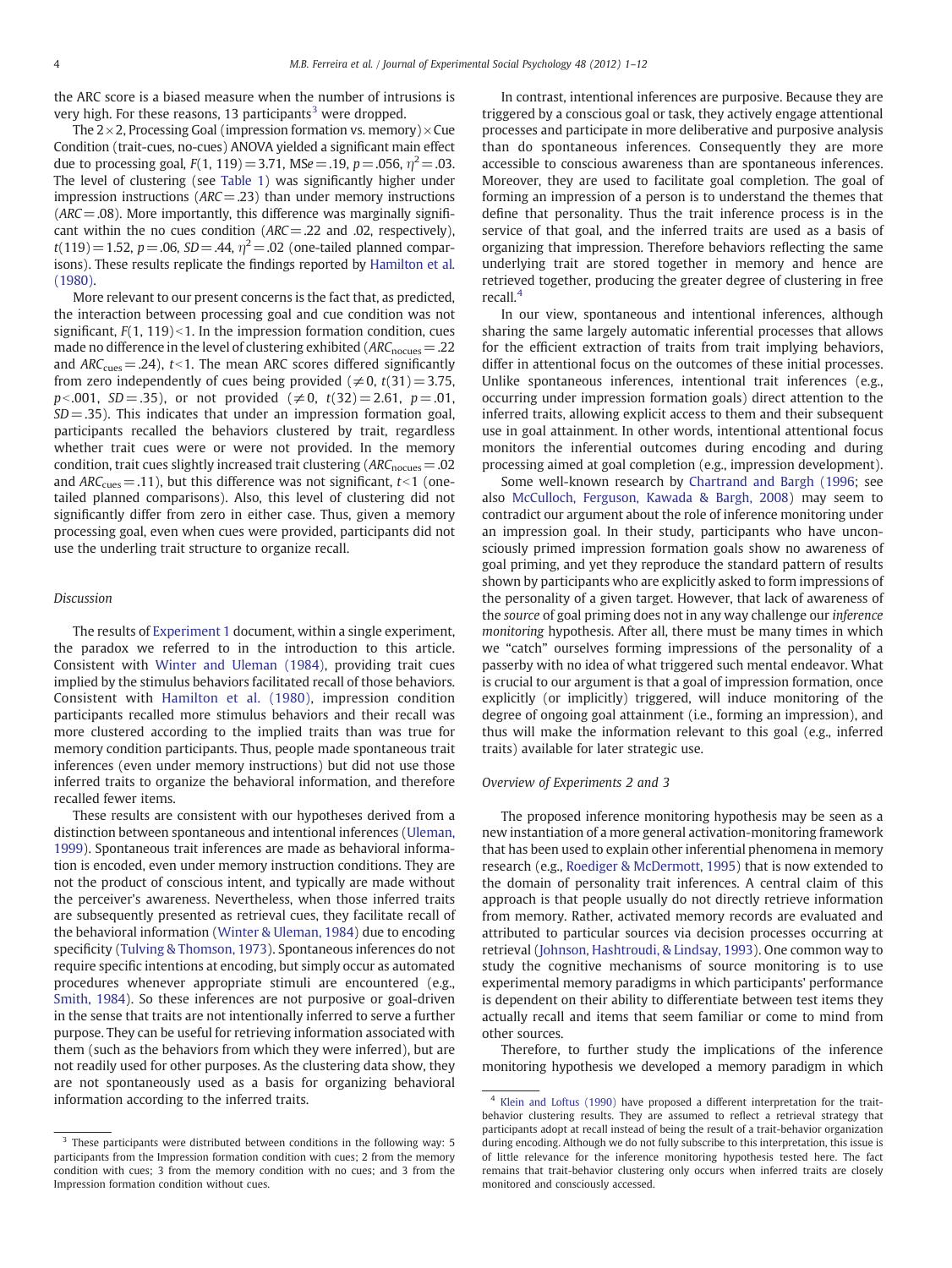the ARC score is a biased measure when the number of intrusions is very high. For these reasons, 13 participants[3] were dropped.

The 2×2, Processing Goal (impression formation vs. memory)×Cue Condition (trait-cues, no-cues) ANOVA yielded a significant main effect due to processing goal, $F(1, 119) = 3.71$, $MSe = .19$, $p = .056$, $\eta^2 = .03$. The level of clustering (see Table 1) was significantly higher under impression instructions ($ARC = .23$) than under memory instructions ($ARC = .08$). More importantly, this difference was marginally significant within the no cues condition ($ARC = .22$ and .02, respectively), $t(119) = 1.52$, $p = .06$, $SD = .44$, $\eta^2 = .02$ (one-tailed planned comparisons). These results replicate the findings reported by Hamilton et al. (1980).

More relevant to our present concerns is the fact that, as predicted, the interaction between processing goal and cue condition was not significant, $F(1, 119) < 1$. In the impression formation condition, cues made no difference in the level of clustering exhibited ($ARC_{nocues} = .22$ and $ARC_{cues} = .24$), $t < 1$. The mean ARC scores differed significantly from zero independently of cues being provided ($\neq 0$, $t(31) = 3.75$, $p < .001$, $SD = .35$), or not provided ($\neq 0$, $t(32) = 2.61$, $p = .01$, $SD = .35$). This indicates that under an impression formation goal, participants recalled the behaviors clustered by trait, regardless whether trait cues were or were not provided. In the memory condition, trait cues slightly increased trait clustering ($ARC_{nocues} = .02$ and $ARC_{cues} = .11$), but this difference was not significant, $t < 1$ (one-tailed planned comparisons). Also, this level of clustering did not significantly differ from zero in either case. Thus, given a memory processing goal, even when cues were provided, participants did not use the underling trait structure to organize recall.

### Discussion

The results of Experiment 1 document, within a single experiment, the paradox we referred to in the introduction to this article. Consistent with Winter and Uleman (1984), providing trait cues implied by the stimulus behaviors facilitated recall of those behaviors. Consistent with Hamilton et al. (1980), impression condition participants recalled more stimulus behaviors and their recall was more clustered according to the implied traits than was true for memory condition participants. Thus, people made spontaneous trait inferences (even under memory instructions) but did not use those inferred traits to organize the behavioral information, and therefore recalled fewer items.

These results are consistent with our hypotheses derived from a distinction between spontaneous and intentional inferences (Uleman, 1999). Spontaneous trait inferences are made as behavioral information is encoded, even under memory instruction conditions. They are not the product of conscious intent, and typically are made without the perceiver's awareness. Nevertheless, when those inferred traits are subsequently presented as retrieval cues, they facilitate recall of the behavioral information (Winter & Uleman, 1984) due to encoding specificity (Tulving & Thomson, 1973). Spontaneous inferences do not require specific intentions at encoding, but simply occur as automated procedures whenever appropriate stimuli are encountered (e.g., Smith, 1984). So these inferences are not purposive or goal-driven in the sense that traits are not intentionally inferred to serve a further purpose. They can be useful for retrieving information associated with them (such as the behaviors from which they were inferred), but are not readily used for other purposes. As the clustering data show, they are not spontaneously used as a basis for organizing behavioral information according to the inferred traits.

In contrast, intentional inferences are purposive. Because they are triggered by a conscious goal or task, they actively engage attentional processes and participate in more deliberative and purposive analysis than do spontaneous inferences. Consequently they are more accessible to conscious awareness than are spontaneous inferences. Moreover, they are used to facilitate goal completion. The goal of forming an impression of a person is to understand the themes that define that personality. Thus the trait inference process is in the service of that goal, and the inferred traits are used as a basis of organizing that impression. Therefore behaviors reflecting the same underlying trait are stored together in memory and hence are retrieved together, producing the greater degree of clustering in free recall.[4]

In our view, spontaneous and intentional inferences, although sharing the same largely automatic inferential processes that allows for the efficient extraction of traits from trait implying behaviors, differ in attentional focus on the outcomes of these initial processes. Unlike spontaneous inferences, intentional trait inferences (e.g., occurring under impression formation goals) direct attention to the inferred traits, allowing explicit access to them and their subsequent use in goal attainment. In other words, intentional attentional focus monitors the inferential outcomes during encoding and during processing aimed at goal completion (e.g., impression development).

Some well-known research by Chartrand and Bargh (1996; see also McCulloch, Ferguson, Kawada & Bargh, 2008) may seem to contradict our argument about the role of inference monitoring under an impression goal. In their study, participants who have unconsciously primed impression formation goals show no awareness of goal priming, and yet they reproduce the standard pattern of results shown by participants who are explicitly asked to form impressions of the personality of a given target. However, that lack of awareness of the *source* of goal priming does not in any way challenge our *inference monitoring* hypothesis. After all, there must be many times in which we "catch" ourselves forming impressions of the personality of a passerby with no idea of what triggered such mental endeavor. What is crucial to our argument is that a goal of impression formation, once explicitly (or implicitly) triggered, will induce monitoring of the degree of ongoing goal attainment (i.e., forming an impression), and thus will make the information relevant to this goal (e.g., inferred traits) available for later strategic use.

### Overview of Experiments 2 and 3

The proposed inference monitoring hypothesis may be seen as a new instantiation of a more general activation-monitoring framework that has been used to explain other inferential phenomena in memory research (e.g., Roediger & McDermott, 1995) that is now extended to the domain of personality trait inferences. A central claim of this approach is that people usually do not directly retrieve information from memory. Rather, activated memory records are evaluated and attributed to particular sources via decision processes occurring at retrieval (Johnson, Hashtroudi, & Lindsay, 1993). One common way to study the cognitive mechanisms of source monitoring is to use experimental memory paradigms in which participants' performance is dependent on their ability to differentiate between test items they actually recall and items that seem familiar or come to mind from other sources.

Therefore, to further study the implications of the inference monitoring hypothesis we developed a memory paradigm in which

---

[3] These participants were distributed between conditions in the following way: 5 participants from the Impression formation condition with cues; 2 from the memory condition with cues; 3 from the memory condition with no cues; and 3 from the Impression formation condition without cues.

[4] Klein and Loftus (1990) have proposed a different interpretation for the trait-behavior clustering results. They are assumed to reflect a retrieval strategy that participants adopt at recall instead of being the result of a trait-behavior organization during encoding. Although we do not fully subscribe to this interpretation, this issue is of little relevance for the inference monitoring hypothesis tested here. The fact remains that trait-behavior clustering only occurs when inferred traits are closely monitored and consciously accessed.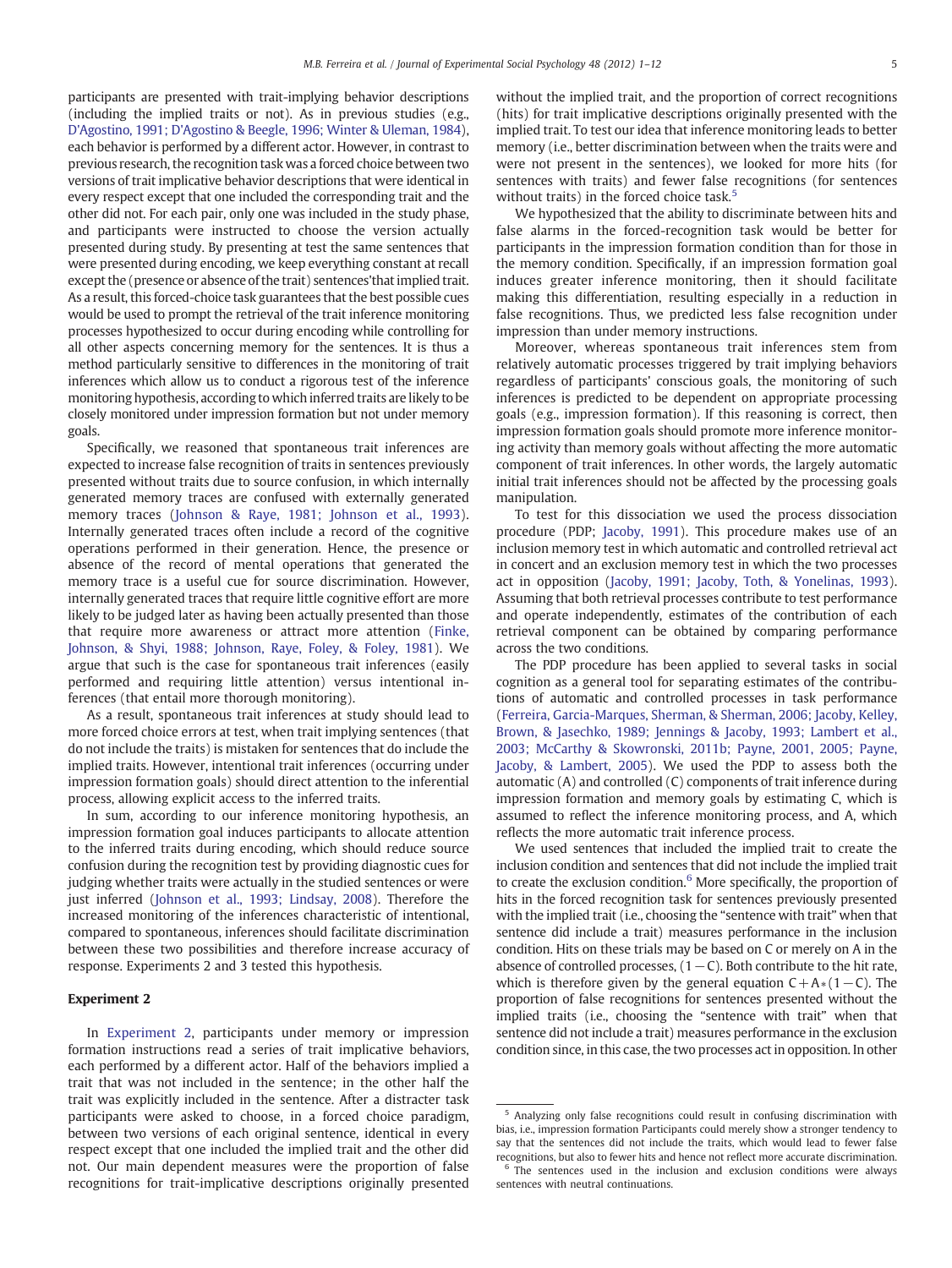participants are presented with trait-implying behavior descriptions (including the implied traits or not). As in previous studies (e.g., D'Agostino, 1991; D'Agostino & Beegle, 1996; Winter & Uleman, 1984), each behavior is performed by a different actor. However, in contrast to previous research, the recognition task was a forced choice between two versions of trait implicative behavior descriptions that were identical in every respect except that one included the corresponding trait and the other did not. For each pair, only one was included in the study phase, and participants were instructed to choose the version actually presented during study. By presenting at test the same sentences that were presented during encoding, we keep everything constant at recall except the (presence or absence of the trait) sentences'that implied trait. As a result, this forced-choice task guarantees that the best possible cues would be used to prompt the retrieval of the trait inference monitoring processes hypothesized to occur during encoding while controlling for all other aspects concerning memory for the sentences. It is thus a method particularly sensitive to differences in the monitoring of trait inferences which allow us to conduct a rigorous test of the inference monitoring hypothesis, according to which inferred traits are likely to be closely monitored under impression formation but not under memory goals.

Specifically, we reasoned that spontaneous trait inferences are expected to increase false recognition of traits in sentences previously presented without traits due to source confusion, in which internally generated memory traces are confused with externally generated memory traces (Johnson & Raye, 1981; Johnson et al., 1993). Internally generated traces often include a record of the cognitive operations performed in their generation. Hence, the presence or absence of the record of mental operations that generated the memory trace is a useful cue for source discrimination. However, internally generated traces that require little cognitive effort are more likely to be judged later as having been actually presented than those that require more awareness or attract more attention (Finke, Johnson, & Shyi, 1988; Johnson, Raye, Foley, & Foley, 1981). We argue that such is the case for spontaneous trait inferences (easily performed and requiring little attention) versus intentional inferences (that entail more thorough monitoring).

As a result, spontaneous trait inferences at study should lead to more forced choice errors at test, when trait implying sentences (that do not include the traits) is mistaken for sentences that do include the implied traits. However, intentional trait inferences (occurring under impression formation goals) should direct attention to the inferential process, allowing explicit access to the inferred traits.

In sum, according to our inference monitoring hypothesis, an impression formation goal induces participants to allocate attention to the inferred traits during encoding, which should reduce source confusion during the recognition test by providing diagnostic cues for judging whether traits were actually in the studied sentences or were just inferred (Johnson et al., 1993; Lindsay, 2008). Therefore the increased monitoring of the inferences characteristic of intentional, compared to spontaneous, inferences should facilitate discrimination between these two possibilities and therefore increase accuracy of response. Experiments 2 and 3 tested this hypothesis.

## Experiment 2

In Experiment 2, participants under memory or impression formation instructions read a series of trait implicative behaviors, each performed by a different actor. Half of the behaviors implied a trait that was not included in the sentence; in the other half the trait was explicitly included in the sentence. After a distracter task participants were asked to choose, in a forced choice paradigm, between two versions of each original sentence, identical in every respect except that one included the implied trait and the other did not. Our main dependent measures were the proportion of false recognitions for trait-implicative descriptions originally presented without the implied trait, and the proportion of correct recognitions (hits) for trait implicative descriptions originally presented with the implied trait. To test our idea that inference monitoring leads to better memory (i.e., better discrimination between when the traits were and were not present in the sentences), we looked for more hits (for sentences with traits) and fewer false recognitions (for sentences without traits) in the forced choice task.[5]

We hypothesized that the ability to discriminate between hits and false alarms in the forced-recognition task would be better for participants in the impression formation condition than for those in the memory condition. Specifically, if an impression formation goal induces greater inference monitoring, then it should facilitate making this differentiation, resulting especially in a reduction in false recognitions. Thus, we predicted less false recognition under impression than under memory instructions.

Moreover, whereas spontaneous trait inferences stem from relatively automatic processes triggered by trait implying behaviors regardless of participants' conscious goals, the monitoring of such inferences is predicted to be dependent on appropriate processing goals (e.g., impression formation). If this reasoning is correct, then impression formation goals should promote more inference monitoring activity than memory goals without affecting the more automatic component of trait inferences. In other words, the largely automatic initial trait inferences should not be affected by the processing goals manipulation.

To test for this dissociation we used the process dissociation procedure (PDP; Jacoby, 1991). This procedure makes use of an inclusion memory test in which automatic and controlled retrieval act in concert and an exclusion memory test in which the two processes act in opposition (Jacoby, 1991; Jacoby, Toth, & Yonelinas, 1993). Assuming that both retrieval processes contribute to test performance and operate independently, estimates of the contribution of each retrieval component can be obtained by comparing performance across the two conditions.

The PDP procedure has been applied to several tasks in social cognition as a general tool for separating estimates of the contributions of automatic and controlled processes in task performance (Ferreira, Garcia-Marques, Sherman, & Sherman, 2006; Jacoby, Kelley, Brown, & Jasechko, 1989; Jennings & Jacoby, 1993; Lambert et al., 2003; McCarthy & Skowronski, 2011b; Payne, 2001, 2005; Payne, Jacoby, & Lambert, 2005). We used the PDP to assess both the automatic (A) and controlled (C) components of trait inference during impression formation and memory goals by estimating C, which is assumed to reflect the inference monitoring process, and A, which reflects the more automatic trait inference process.

We used sentences that included the implied trait to create the inclusion condition and sentences that did not include the implied trait to create the exclusion condition.[6] More specifically, the proportion of hits in the forced recognition task for sentences previously presented with the implied trait (i.e., choosing the "sentence with trait" when that sentence did include a trait) measures performance in the inclusion condition. Hits on these trials may be based on C or merely on A in the absence of controlled processes, $(1-C)$. Both contribute to the hit rate, which is therefore given by the general equation $C+A*(1-C)$. The proportion of false recognitions for sentences presented without the implied traits (i.e., choosing the "sentence with trait" when that sentence did not include a trait) measures performance in the exclusion condition since, in this case, the two processes act in opposition. In other

---

[5] Analyzing only false recognitions could result in confusing discrimination with bias, i.e., impression formation Participants could merely show a stronger tendency to say that the sentences did not include the traits, which would lead to fewer false recognitions, but also to fewer hits and hence not reflect more accurate discrimination.

[6] The sentences used in the inclusion and exclusion conditions were always sentences with neutral continuations.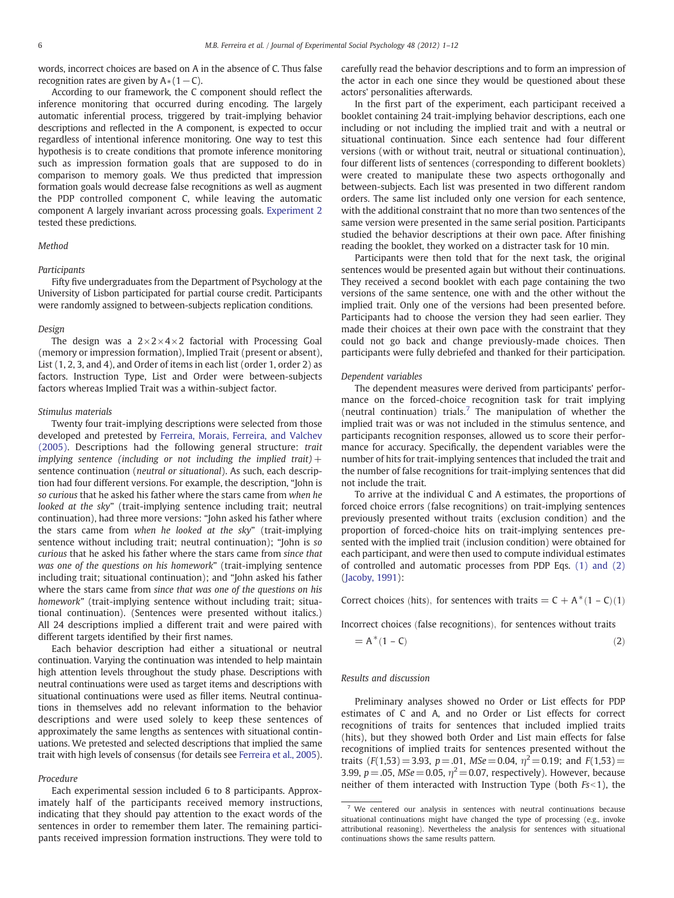words, incorrect choices are based on A in the absence of C. Thus false recognition rates are given by $A*(1-C)$.

According to our framework, the C component should reflect the inference monitoring that occurred during encoding. The largely automatic inferential process, triggered by trait-implying behavior descriptions and reflected in the A component, is expected to occur regardless of intentional inference monitoring. One way to test this hypothesis is to create conditions that promote inference monitoring such as impression formation goals that are supposed to do in comparison to memory goals. We thus predicted that impression formation goals would decrease false recognitions as well as augment the PDP controlled component C, while leaving the automatic component A largely invariant across processing goals. Experiment 2 tested these predictions.

## Method

### Participants

Fifty five undergraduates from the Department of Psychology at the University of Lisbon participated for partial course credit. Participants were randomly assigned to between-subjects replication conditions.

### Design

The design was a $2\times2\times4\times2$ factorial with Processing Goal (memory or impression formation), Implied Trait (present or absent), List (1, 2, 3, and 4), and Order of items in each list (order 1, order 2) as factors. Instruction Type, List and Order were between-subjects factors whereas Implied Trait was a within-subject factor.

### Stimulus materials

Twenty four trait-implying descriptions were selected from those developed and pretested by Ferreira, Morais, Ferreira, and Valchev (2005). Descriptions had the following general structure: *trait implying sentence (including or not including the implied trait)* + sentence continuation (*neutral or situational*). As such, each description had four different versions. For example, the description, "John is *so curious* that he asked his father where the stars came from *when he looked at the sky*" (trait-implying sentence including trait; neutral continuation), had three more versions: "John asked his father where the stars came from *when he looked at the sky*" (trait-implying sentence without including trait; neutral continuation); "John is *so curious* that he asked his father where the stars came from *since that was one of the questions on his homework*" (trait-implying sentence including trait; situational continuation); and "John asked his father where the stars came from *since that was one of the questions on his homework*" (trait-implying sentence without including trait; situational continuation). (Sentences were presented without italics.) All 24 descriptions implied a different trait and were paired with different targets identified by their first names.

Each behavior description had either a situational or neutral continuation. Varying the continuation was intended to help maintain high attention levels throughout the study phase. Descriptions with neutral continuations were used as target items and descriptions with situational continuations were used as filler items. Neutral continuations in themselves add no relevant information to the behavior descriptions and were used solely to keep these sentences of approximately the same lengths as sentences with situational continuations. We pretested and selected descriptions that implied the same trait with high levels of consensus (for details see Ferreira et al., 2005).

### Procedure

Each experimental session included 6 to 8 participants. Approximately half of the participants received memory instructions, indicating that they should pay attention to the exact words of the sentences in order to remember them later. The remaining participants received impression formation instructions. They were told to carefully read the behavior descriptions and to form an impression of the actor in each one since they would be questioned about these actors' personalities afterwards.

In the first part of the experiment, each participant received a booklet containing 24 trait-implying behavior descriptions, each one including or not including the implied trait and with a neutral or situational continuation. Since each sentence had four different versions (with or without trait, neutral or situational continuation), four different lists of sentences (corresponding to different booklets) were created to manipulate these two aspects orthogonally and between-subjects. Each list was presented in two different random orders. The same list included only one version for each sentence, with the additional constraint that no more than two sentences of the same version were presented in the same serial position. Participants studied the behavior descriptions at their own pace. After finishing reading the booklet, they worked on a distracter task for 10 min.

Participants were then told that for the next task, the original sentences would be presented again but without their continuations. They received a second booklet with each page containing the two versions of the same sentence, one with and the other without the implied trait. Only one of the versions had been presented before. Participants had to choose the version they had seen earlier. They made their choices at their own pace with the constraint that they could not go back and change previously-made choices. Then participants were fully debriefed and thanked for their participation.

### Dependent variables

The dependent measures were derived from participants' performance on the forced-choice recognition task for trait implying (neutral continuation) trials.[7] The manipulation of whether the implied trait was or was not included in the stimulus sentence, and participants recognition responses, allowed us to score their performance for accuracy. Specifically, the dependent variables were the number of hits for trait-implying sentences that included the trait and the number of false recognitions for trait-implying sentences that did not include the trait.

To arrive at the individual C and A estimates, the proportions of forced choice errors (false recognitions) on trait-implying sentences previously presented without traits (exclusion condition) and the proportion of forced-choice hits on trait-implying sentences presented with the implied trait (inclusion condition) were obtained for each participant, and were then used to compute individual estimates of controlled and automatic processes from PDP Eqs. (1) and (2) (Jacoby, 1991):

$$\text{Correct choices (hits), for sentences with traits} = C + A^*(1 - C) \quad (1)$$

$$\text{Incorrect choices (false recognitions), for sentences without traits} = A^*(1 - C) \quad (2)$$

## Results and discussion

Preliminary analyses showed no Order or List effects for PDP estimates of C and A, and no Order or List effects for correct recognitions of traits for sentences that included implied traits (hits), but they showed both Order and List main effects for false recognitions of implied traits for sentences presented without the traits ($F(1,53) = 3.93$, $p = .01$, $MSe = 0.04$, $\eta^2 = 0.19$; and $F(1,53) = 3.99$, $p = .05$, $MSe = 0.05$, $\eta^2 = 0.07$, respectively). However, because neither of them interacted with Instruction Type (both $Fs < 1$), the

[7] We centered our analysis in sentences with neutral continuations because situational continuations might have changed the type of processing (e.g., invoke attributional reasoning). Nevertheless the analysis for sentences with situational continuations shows the same results pattern.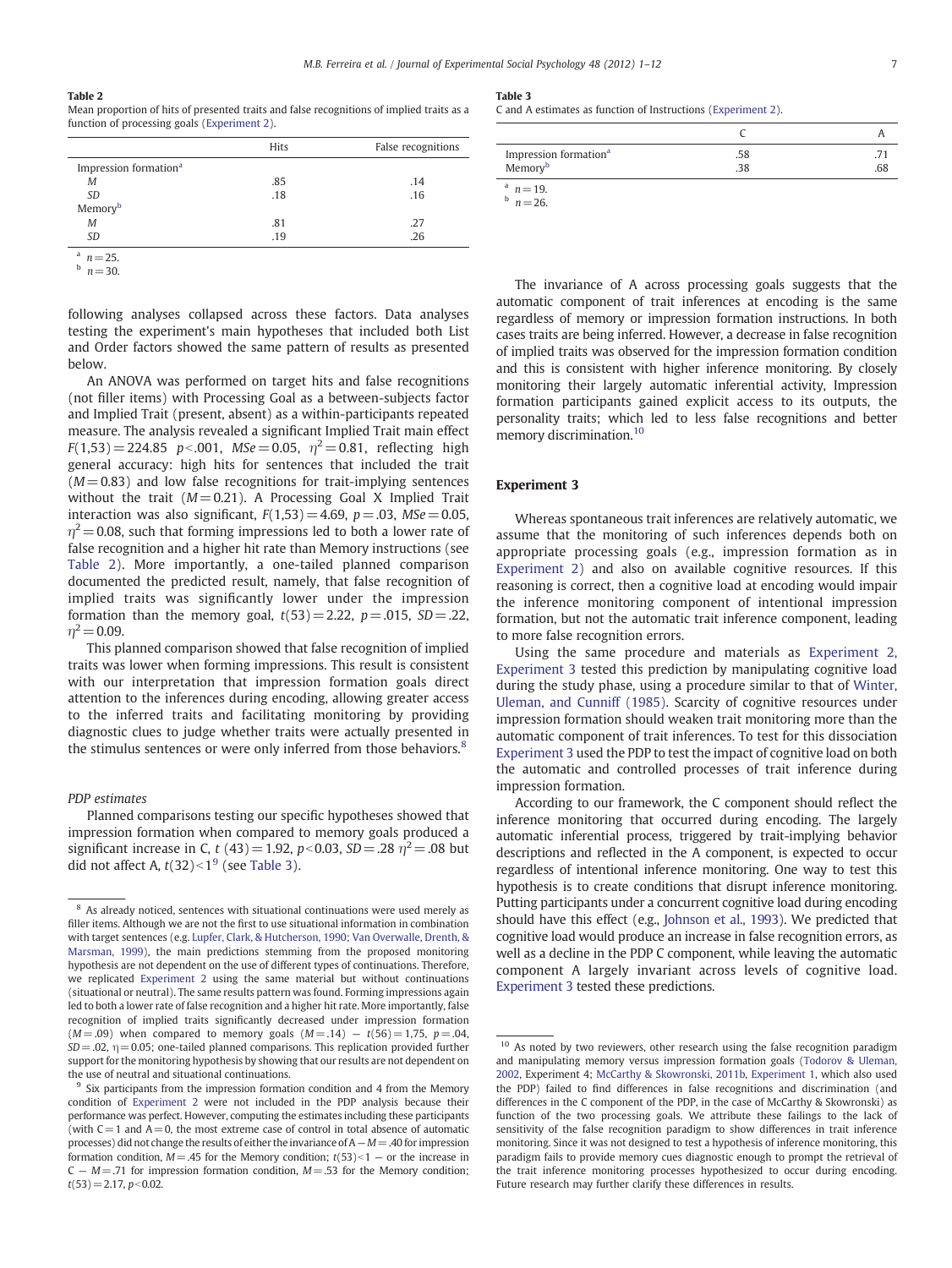**Table 2**
Mean proportion of hits of presented traits and false recognitions of implied traits as a function of processing goals (Experiment 2).

| | Hits | False recognitions |
|---|---|---|
| Impression formation[a] | | |
| *M* | .85 | .14 |
| *SD* | .18 | .16 |
| Memory[b] | | |
| *M* | .81 | .27 |
| *SD* | .19 | .26 |

[a] $n = 25$.
[b] $n = 30$.

following analyses collapsed across these factors. Data analyses testing the experiment's main hypotheses that included both List and Order factors showed the same pattern of results as presented below.

An ANOVA was performed on target hits and false recognitions (not filler items) with Processing Goal as a between-subjects factor and Implied Trait (present, absent) as a within-participants repeated measure. The analysis revealed a significant Implied Trait main effect $F(1,53) = 224.85$ $p < .001$, $MSe = 0.05$, $\eta^2 = 0.81$, reflecting high general accuracy: high hits for sentences that included the trait ($M = 0.83$) and low false recognitions for trait-implying sentences without the trait ($M = 0.21$). A Processing Goal X Implied Trait interaction was also significant, $F(1,53) = 4.69$, $p = .03$, $MSe = 0.05$, $\eta^2 = 0.08$, such that forming impressions led to both a lower rate of false recognition and a higher hit rate than Memory instructions (see Table 2). More importantly, a one-tailed planned comparison documented the predicted result, namely, that false recognition of implied traits was significantly lower under the impression formation than the memory goal, $t(53) = 2.22$, $p = .015$, $SD = .22$, $\eta^2 = 0.09$.

This planned comparison showed that false recognition of implied traits was lower when forming impressions. This result is consistent with our interpretation that impression formation goals direct attention to the inferences during encoding, allowing greater access to the inferred traits and facilitating monitoring by providing diagnostic clues to judge whether traits were actually presented in the stimulus sentences or were only inferred from those behaviors.[8]

*PDP estimates*

Planned comparisons testing our specific hypotheses showed that impression formation when compared to memory goals produced a significant increase in C, $t\ (43) = 1.92$, $p < 0.03$, $SD = .28$ $\eta^2 = .08$ but did not affect A, $t(32) < 1$[9] (see Table 3).

**Table 3**
C and A estimates as function of Instructions (Experiment 2).

| | C | A |
|---|---|---|
| Impression formation[a] | .58 | .71 |
| Memory[b] | .38 | .68 |

[a] $n = 19$.
[b] $n = 26$.

The invariance of A across processing goals suggests that the automatic component of trait inferences at encoding is the same regardless of memory or impression formation instructions. In both cases traits are being inferred. However, a decrease in false recognition of implied traits was observed for the impression formation condition and this is consistent with higher inference monitoring. By closely monitoring their largely automatic inferential activity, Impression formation participants gained explicit access to its outputs, the personality traits; which led to less false recognitions and better memory discrimination.[10]

## Experiment 3

Whereas spontaneous trait inferences are relatively automatic, we assume that the monitoring of such inferences depends both on appropriate processing goals (e.g., impression formation as in Experiment 2) and also on available cognitive resources. If this reasoning is correct, then a cognitive load at encoding would impair the inference monitoring component of intentional impression formation, but not the automatic trait inference component, leading to more false recognition errors.

Using the same procedure and materials as Experiment 2, Experiment 3 tested this prediction by manipulating cognitive load during the study phase, using a procedure similar to that of Winter, Uleman, and Cunniff (1985). Scarcity of cognitive resources under impression formation should weaken trait monitoring more than the automatic component of trait inferences. To test for this dissociation Experiment 3 used the PDP to test the impact of cognitive load on both the automatic and controlled processes of trait inference during impression formation.

According to our framework, the C component should reflect the inference monitoring that occurred during encoding. The largely automatic inferential process, triggered by trait-implying behavior descriptions and reflected in the A component, is expected to occur regardless of intentional inference monitoring. One way to test this hypothesis is to create conditions that disrupt inference monitoring. Putting participants under a concurrent cognitive load during encoding should have this effect (e.g., Johnson et al., 1993). We predicted that cognitive load would produce an increase in false recognition errors, as well as a decline in the PDP C component, while leaving the automatic component A largely invariant across levels of cognitive load. Experiment 3 tested these predictions.

---

[8] As already noticed, sentences with situational continuations were used merely as filler items. Although we are not the first to use situational information in combination with target sentences (e.g. Lupfer, Clark, & Hutcherson, 1990; Van Overwalle, Drenth, & Marsman, 1999), the main predictions stemming from the proposed monitoring hypothesis are not dependent on the use of different types of continuations. Therefore, we replicated Experiment 2 using the same material but without continuations (situational or neutral). The same results pattern was found. Forming impressions again led to both a lower rate of false recognition and a higher hit rate. More importantly, false recognition of implied traits significantly decreased under impression formation ($M = .09$) when compared to memory goals ($M = .14$) – $t(56) = 1{,}75$, $p = .04$, $SD = .02$, $\eta = 0.05$; one-tailed planned comparisons. This replication provided further support for the monitoring hypothesis by showing that our results are not dependent on the use of neutral and situational continuations.

[9] Six participants from the impression formation condition and 4 from the Memory condition of Experiment 2 were not included in the PDP analysis because their performance was perfect. However, computing the estimates including these participants (with $C = 1$ and $A = 0$, the most extreme case of control in total absence of automatic processes) did not change the results of either the invariance of A – $M = .40$ for impression formation condition, $M = .45$ for the Memory condition; $t(53) < 1$ – or the increase in C – $M = .71$ for impression formation condition, $M = .53$ for the Memory condition; $t(53) = 2.17$, $p < 0.02$.

[10] As noted by two reviewers, other research using the false recognition paradigm and manipulating memory versus impression formation goals (Todorov & Uleman, 2002, Experiment 4; McCarthy & Skowronski, 2011b, Experiment 1, which also used the PDP) failed to find differences in false recognitions and discrimination (and differences in the C component of the PDP, in the case of McCarthy & Skowronski) as function of the two processing goals. We attribute these failings to the lack of sensitivity of the false recognition paradigm to show differences in trait inference monitoring. Since it was not designed to test a hypothesis of inference monitoring, this paradigm fails to provide memory cues diagnostic enough to prompt the retrieval of the trait inference monitoring processes hypothesized to occur during encoding. Future research may further clarify these differences in results.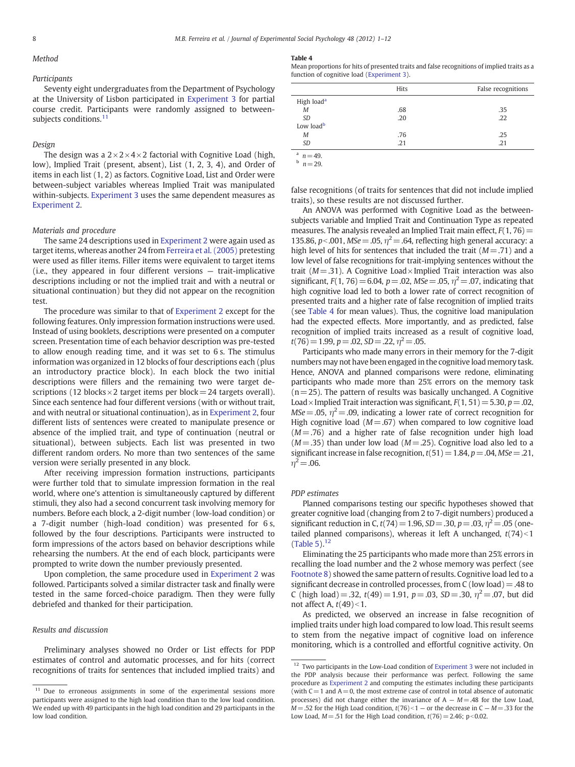### Method

#### Participants

Seventy eight undergraduates from the Department of Psychology at the University of Lisbon participated in Experiment 3 for partial course credit. Participants were randomly assigned to between-subjects conditions.[11]

#### Design

The design was a 2 × 2 × 4 × 2 factorial with Cognitive Load (high, low), Implied Trait (present, absent), List (1, 2, 3, 4), and Order of items in each list (1, 2) as factors. Cognitive Load, List and Order were between-subject variables whereas Implied Trait was manipulated within-subjects. Experiment 3 uses the same dependent measures as Experiment 2.

#### Materials and procedure

The same 24 descriptions used in Experiment 2 were again used as target items, whereas another 24 from Ferreira et al. (2005) pretesting were used as filler items. Filler items were equivalent to target items (i.e., they appeared in four different versions — trait-implicative descriptions including or not the implied trait and with a neutral or situational continuation) but they did not appear on the recognition test.

The procedure was similar to that of Experiment 2 except for the following features. Only impression formation instructions were used. Instead of using booklets, descriptions were presented on a computer screen. Presentation time of each behavior description was pre-tested to allow enough reading time, and it was set to 6 s. The stimulus information was organized in 12 blocks of four descriptions each (plus an introductory practice block). In each block the two initial descriptions were fillers and the remaining two were target descriptions (12 blocks × 2 target items per block = 24 targets overall). Since each sentence had four different versions (with or without trait, and with neutral or situational continuation), as in Experiment 2, four different lists of sentences were created to manipulate presence or absence of the implied trait, and type of continuation (neutral or situational), between subjects. Each list was presented in two different random orders. No more than two sentences of the same version were serially presented in any block.

After receiving impression formation instructions, participants were further told that to simulate impression formation in the real world, where one's attention is simultaneously captured by different stimuli, they also had a second concurrent task involving memory for numbers. Before each block, a 2-digit number (low-load condition) or a 7-digit number (high-load condition) was presented for 6 s, followed by the four descriptions. Participants were instructed to form impressions of the actors based on behavior descriptions while rehearsing the numbers. At the end of each block, participants were prompted to write down the number previously presented.

Upon completion, the same procedure used in Experiment 2 was followed. Participants solved a similar distracter task and finally were tested in the same forced-choice paradigm. Then they were fully debriefed and thanked for their participation.

### Results and discussion

Preliminary analyses showed no Order or List effects for PDP estimates of control and automatic processes, and for hits (correct recognitions of traits for sentences that included implied traits) and false recognitions (of traits for sentences that did not include implied traits), so these results are not discussed further.

**Table 4**
Mean proportions for hits of presented traits and false recognitions of implied traits as a function of cognitive load (Experiment 3).

| | Hits | False recognitions |
|---|---|---|
| High load[a] | | |
| *M* | .68 | .35 |
| *SD* | .20 | .22 |
| Low load[b] | | |
| *M* | .76 | .25 |
| *SD* | .21 | .21 |

[a] $n = 49$.
[b] $n = 29$.

An ANOVA was performed with Cognitive Load as the between-subjects variable and Implied Trait and Continuation Type as repeated measures. The analysis revealed an Implied Trait main effect, $F(1, 76) = 135.86$, $p < .001$, $MSe = .05$, $\eta^2 = .64$, reflecting high general accuracy: a high level of hits for sentences that included the trait ($M = .71$) and a low level of false recognitions for trait-implying sentences without the trait ($M = .31$). A Cognitive Load × Implied Trait interaction was also significant, $F(1, 76) = 6.04$, $p = .02$, $MSe = .05$, $\eta^2 = .07$, indicating that high cognitive load led to both a lower rate of correct recognition of presented traits and a higher rate of false recognition of implied traits (see Table 4 for mean values). Thus, the cognitive load manipulation had the expected effects. More importantly, and as predicted, false recognition of implied traits increased as a result of cognitive load, $t(76) = 1.99$, $p = .02$, $SD = .22$, $\eta^2 = .05$.

Participants who made many errors in their memory for the 7-digit numbers may not have been engaged in the cognitive load memory task. Hence, ANOVA and planned comparisons were redone, eliminating participants who made more than 25% errors on the memory task ($n = 25$). The pattern of results was basically unchanged. A Cognitive Load × Implied Trait interaction was significant, $F(1, 51) = 5.30$, $p = .02$, $MSe = .05$, $\eta^2 = .09$, indicating a lower rate of correct recognition for High cognitive load ($M = .67$) when compared to low cognitive load ($M = .76$) and a higher rate of false recognition under high load ($M = .35$) than under low load ($M = .25$). Cognitive load also led to a significant increase in false recognition, $t(51) = 1.84$, $p = .04$, $MSe = .21$, $\eta^2 = .06$.

#### PDP estimates

Planned comparisons testing our specific hypotheses showed that greater cognitive load (changing from 2 to 7-digit numbers) produced a significant reduction in C, $t(74) = 1.96$, $SD = .30$, $p = .03$, $\eta^2 = .05$ (one-tailed planned comparisons), whereas it left A unchanged, $t(74) < 1$ (Table 5).[12]

Eliminating the 25 participants who made more than 25% errors in recalling the load number and the 2 whose memory was perfect (see Footnote 8) showed the same pattern of results. Cognitive load led to a significant decrease in controlled processes, from C (low load) = .48 to C (high load) = .32, $t(49) = 1.91$, $p = .03$, $SD = .30$, $\eta^2 = .07$, but did not affect A, $t(49) < 1$.

As predicted, we observed an increase in false recognition of implied traits under high load compared to low load. This result seems to stem from the negative impact of cognitive load on inference monitoring, which is a controlled and effortful cognitive activity. On

---

[11] Due to erroneous assignments in some of the experimental sessions more participants were assigned to the high load condition than to the low load condition. We ended up with 49 participants in the high load condition and 29 participants in the low load condition.

[12] Two participants in the Low-Load condition of Experiment 3 were not included in the PDP analysis because their performance was perfect. Following the same procedure as Experiment 2 and computing the estimates including these participants (with C = 1 and A = 0, the most extreme case of control in total absence of automatic processes) did not change either the invariance of A — $M = .48$ for the Low Load, $M = .52$ for the High Load condition, $t(76) < 1$ — or the decrease in C — $M = .33$ for the Low Load, $M = .51$ for the High Load condition, $t(76) = 2.46$; $p < 0.02$.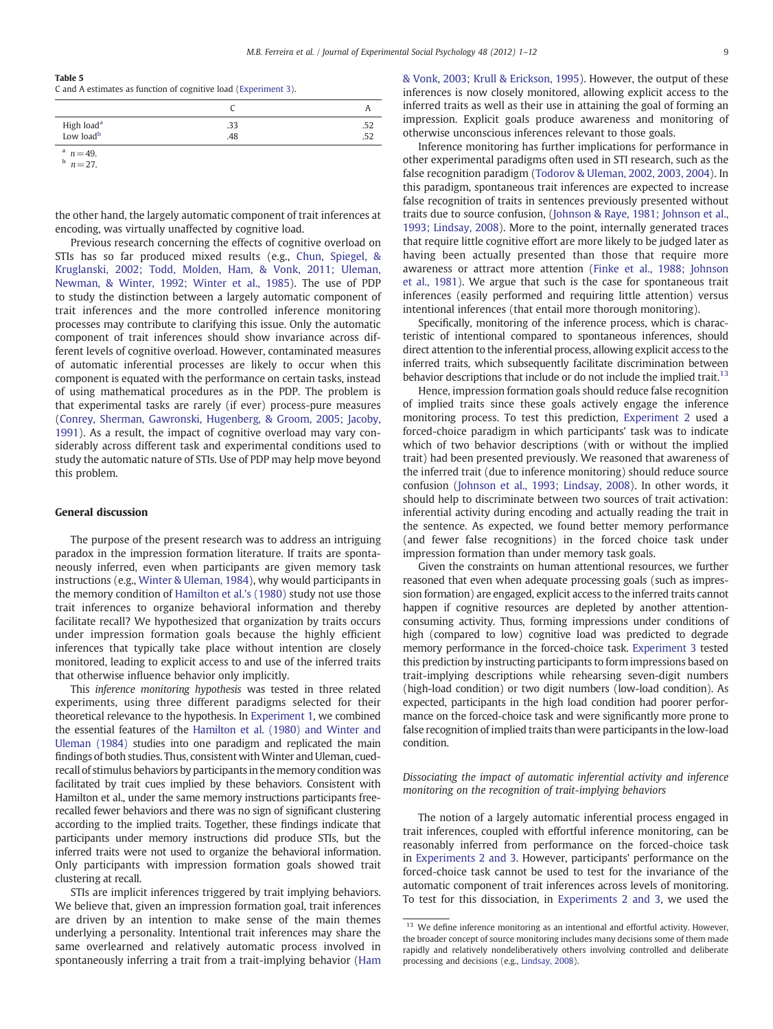**Table 5**
C and A estimates as function of cognitive load (Experiment 3).

| | C | A |
|---|---|---|
| High load[a] | .33 | .52 |
| Low load[b] | .48 | .52 |

[a] $n = 49$.
[b] $n = 27$.

the other hand, the largely automatic component of trait inferences at encoding, was virtually unaffected by cognitive load.

Previous research concerning the effects of cognitive overload on STIs has so far produced mixed results (e.g., Chun, Spiegel, & Kruglanski, 2002; Todd, Molden, Ham, & Vonk, 2011; Uleman, Newman, & Winter, 1992; Winter et al., 1985). The use of PDP to study the distinction between a largely automatic component of trait inferences and the more controlled inference monitoring processes may contribute to clarifying this issue. Only the automatic component of trait inferences should show invariance across different levels of cognitive overload. However, contaminated measures of automatic inferential processes are likely to occur when this component is equated with the performance on certain tasks, instead of using mathematical procedures as in the PDP. The problem is that experimental tasks are rarely (if ever) process-pure measures (Conrey, Sherman, Gawronski, Hugenberg, & Groom, 2005; Jacoby, 1991). As a result, the impact of cognitive overload may vary considerably across different task and experimental conditions used to study the automatic nature of STIs. Use of PDP may help move beyond this problem.

## General discussion

The purpose of the present research was to address an intriguing paradox in the impression formation literature. If traits are spontaneously inferred, even when participants are given memory task instructions (e.g., Winter & Uleman, 1984), why would participants in the memory condition of Hamilton et al.'s (1980) study not use those trait inferences to organize behavioral information and thereby facilitate recall? We hypothesized that organization by traits occurs under impression formation goals because the highly efficient inferences that typically take place without intention are closely monitored, leading to explicit access to and use of the inferred traits that otherwise influence behavior only implicitly.

This *inference monitoring hypothesis* was tested in three related experiments, using three different paradigms selected for their theoretical relevance to the hypothesis. In Experiment 1, we combined the essential features of the Hamilton et al. (1980) and Winter and Uleman (1984) studies into one paradigm and replicated the main findings of both studies. Thus, consistent with Winter and Uleman, cued-recall of stimulus behaviors by participants in the memory condition was facilitated by trait cues implied by these behaviors. Consistent with Hamilton et al., under the same memory instructions participants free-recalled fewer behaviors and there was no sign of significant clustering according to the implied traits. Together, these findings indicate that participants under memory instructions did produce STIs, but the inferred traits were not used to organize the behavioral information. Only participants with impression formation goals showed trait clustering at recall.

STIs are implicit inferences triggered by trait implying behaviors. We believe that, given an impression formation goal, trait inferences are driven by an intention to make sense of the main themes underlying a personality. Intentional trait inferences may share the same overlearned and relatively automatic process involved in spontaneously inferring a trait from a trait-implying behavior (Ham & Vonk, 2003; Krull & Erickson, 1995). However, the output of these inferences is now closely monitored, allowing explicit access to the inferred traits as well as their use in attaining the goal of forming an impression. Explicit goals produce awareness and monitoring of otherwise unconscious inferences relevant to those goals.

Inference monitoring has further implications for performance in other experimental paradigms often used in STI research, such as the false recognition paradigm (Todorov & Uleman, 2002, 2003, 2004). In this paradigm, spontaneous trait inferences are expected to increase false recognition of traits in sentences previously presented without traits due to source confusion, (Johnson & Raye, 1981; Johnson et al., 1993; Lindsay, 2008). More to the point, internally generated traces that require little cognitive effort are more likely to be judged later as having been actually presented than those that require more awareness or attract more attention (Finke et al., 1988; Johnson et al., 1981). We argue that such is the case for spontaneous trait inferences (easily performed and requiring little attention) versus intentional inferences (that entail more thorough monitoring).

Specifically, monitoring of the inference process, which is characteristic of intentional compared to spontaneous inferences, should direct attention to the inferential process, allowing explicit access to the inferred traits, which subsequently facilitate discrimination between behavior descriptions that include or do not include the implied trait.[13]

Hence, impression formation goals should reduce false recognition of implied traits since these goals actively engage the inference monitoring process. To test this prediction, Experiment 2 used a forced-choice paradigm in which participants' task was to indicate which of two behavior descriptions (with or without the implied trait) had been presented previously. We reasoned that awareness of the inferred trait (due to inference monitoring) should reduce source confusion (Johnson et al., 1993; Lindsay, 2008). In other words, it should help to discriminate between two sources of trait activation: inferential activity during encoding and actually reading the trait in the sentence. As expected, we found better memory performance (and fewer false recognitions) in the forced choice task under impression formation than under memory task goals.

Given the constraints on human attentional resources, we further reasoned that even when adequate processing goals (such as impression formation) are engaged, explicit access to the inferred traits cannot happen if cognitive resources are depleted by another attention-consuming activity. Thus, forming impressions under conditions of high (compared to low) cognitive load was predicted to degrade memory performance in the forced-choice task. Experiment 3 tested this prediction by instructing participants to form impressions based on trait-implying descriptions while rehearsing seven-digit numbers (high-load condition) or two digit numbers (low-load condition). As expected, participants in the high load condition had poorer performance on the forced-choice task and were significantly more prone to false recognition of implied traits than were participants in the low-load condition.

### *Dissociating the impact of automatic inferential activity and inference monitoring on the recognition of trait-implying behaviors*

The notion of a largely automatic inferential process engaged in trait inferences, coupled with effortful inference monitoring, can be reasonably inferred from performance on the forced-choice task in Experiments 2 and 3. However, participants' performance on the forced-choice task cannot be used to test for the invariance of the automatic component of trait inferences across levels of monitoring. To test for this dissociation, in Experiments 2 and 3, we used the

[13] We define inference monitoring as an intentional and effortful activity. However, the broader concept of source monitoring includes many decisions some of them made rapidly and relatively nondeliberatively others involving controlled and deliberate processing and decisions (e.g., Lindsay, 2008).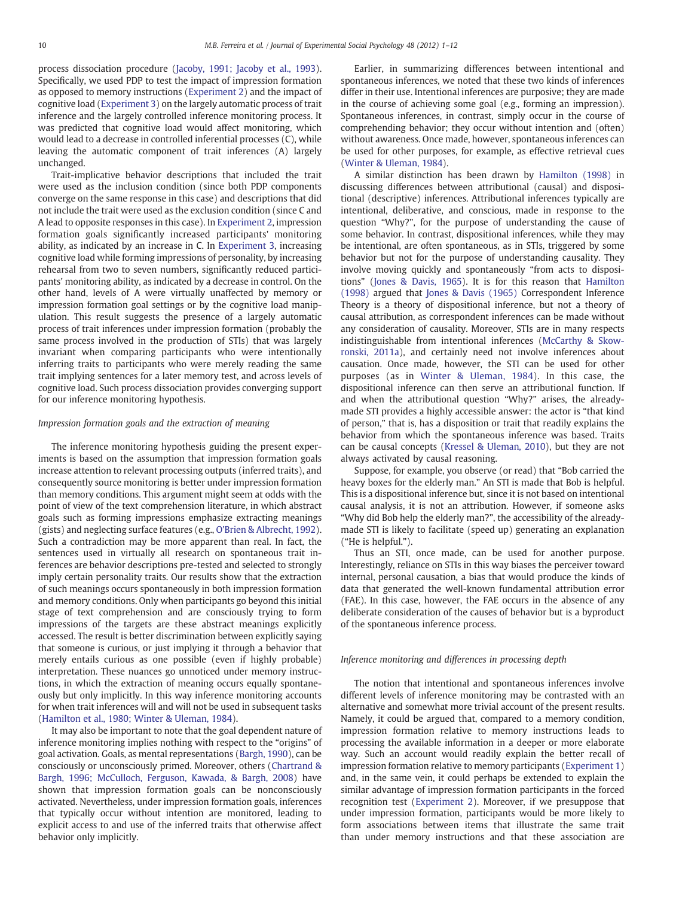process dissociation procedure (Jacoby, 1991; Jacoby et al., 1993). Specifically, we used PDP to test the impact of impression formation as opposed to memory instructions (Experiment 2) and the impact of cognitive load (Experiment 3) on the largely automatic process of trait inference and the largely controlled inference monitoring process. It was predicted that cognitive load would affect monitoring, which would lead to a decrease in controlled inferential processes (C), while leaving the automatic component of trait inferences (A) largely unchanged.

Trait-implicative behavior descriptions that included the trait were used as the inclusion condition (since both PDP components converge on the same response in this case) and descriptions that did not include the trait were used as the exclusion condition (since C and A lead to opposite responses in this case). In Experiment 2, impression formation goals significantly increased participants' monitoring ability, as indicated by an increase in C. In Experiment 3, increasing cognitive load while forming impressions of personality, by increasing rehearsal from two to seven numbers, significantly reduced participants' monitoring ability, as indicated by a decrease in control. On the other hand, levels of A were virtually unaffected by memory or impression formation goal settings or by the cognitive load manipulation. This result suggests the presence of a largely automatic process of trait inferences under impression formation (probably the same process involved in the production of STIs) that was largely invariant when comparing participants who were intentionally inferring traits to participants who were merely reading the same trait implying sentences for a later memory test, and across levels of cognitive load. Such process dissociation provides converging support for our inference monitoring hypothesis.

### *Impression formation goals and the extraction of meaning*

The inference monitoring hypothesis guiding the present experiments is based on the assumption that impression formation goals increase attention to relevant processing outputs (inferred traits), and consequently source monitoring is better under impression formation than memory conditions. This argument might seem at odds with the point of view of the text comprehension literature, in which abstract goals such as forming impressions emphasize extracting meanings (gists) and neglecting surface features (e.g., O'Brien & Albrecht, 1992). Such a contradiction may be more apparent than real. In fact, the sentences used in virtually all research on spontaneous trait inferences are behavior descriptions pre-tested and selected to strongly imply certain personality traits. Our results show that the extraction of such meanings occurs spontaneously in both impression formation and memory conditions. Only when participants go beyond this initial stage of text comprehension and are consciously trying to form impressions of the targets are these abstract meanings explicitly accessed. The result is better discrimination between explicitly saying that someone is curious, or just implying it through a behavior that merely entails curious as one possible (even if highly probable) interpretation. These nuances go unnoticed under memory instructions, in which the extraction of meaning occurs equally spontaneously but only implicitly. In this way inference monitoring accounts for when trait inferences will and will not be used in subsequent tasks (Hamilton et al., 1980; Winter & Uleman, 1984).

It may also be important to note that the goal dependent nature of inference monitoring implies nothing with respect to the "origins" of goal activation. Goals, as mental representations (Bargh, 1990), can be consciously or unconsciously primed. Moreover, others (Chartrand & Bargh, 1996; McCulloch, Ferguson, Kawada, & Bargh, 2008) have shown that impression formation goals can be nonconsciously activated. Nevertheless, under impression formation goals, inferences that typically occur without intention are monitored, leading to explicit access to and use of the inferred traits that otherwise affect behavior only implicitly.

Earlier, in summarizing differences between intentional and spontaneous inferences, we noted that these two kinds of inferences differ in their use. Intentional inferences are purposive; they are made in the course of achieving some goal (e.g., forming an impression). Spontaneous inferences, in contrast, simply occur in the course of comprehending behavior; they occur without intention and (often) without awareness. Once made, however, spontaneous inferences can be used for other purposes, for example, as effective retrieval cues (Winter & Uleman, 1984).

A similar distinction has been drawn by Hamilton (1998) in discussing differences between attributional (causal) and dispositional (descriptive) inferences. Attributional inferences typically are intentional, deliberative, and conscious, made in response to the question "Why?", for the purpose of understanding the cause of some behavior. In contrast, dispositional inferences, while they may be intentional, are often spontaneous, as in STIs, triggered by some behavior but not for the purpose of understanding causality. They involve moving quickly and spontaneously "from acts to dispositions" (Jones & Davis, 1965). It is for this reason that Hamilton (1998) argued that Jones & Davis (1965) Correspondent Inference Theory is a theory of dispositional inference, but not a theory of causal attribution, as correspondent inferences can be made without any consideration of causality. Moreover, STIs are in many respects indistinguishable from intentional inferences (McCarthy & Skowronski, 2011a), and certainly need not involve inferences about causation. Once made, however, the STI can be used for other purposes (as in Winter & Uleman, 1984). In this case, the dispositional inference can then serve an attributional function. If and when the attributional question "Why?" arises, the already-made STI provides a highly accessible answer: the actor is "that kind of person," that is, has a disposition or trait that readily explains the behavior from which the spontaneous inference was based. Traits can be causal concepts (Kressel & Uleman, 2010), but they are not always activated by causal reasoning.

Suppose, for example, you observe (or read) that "Bob carried the heavy boxes for the elderly man." An STI is made that Bob is helpful. This is a dispositional inference but, since it is not based on intentional causal analysis, it is not an attribution. However, if someone asks "Why did Bob help the elderly man?", the accessibility of the already-made STI is likely to facilitate (speed up) generating an explanation ("He is helpful.").

Thus an STI, once made, can be used for another purpose. Interestingly, reliance on STIs in this way biases the perceiver toward internal, personal causation, a bias that would produce the kinds of data that generated the well-known fundamental attribution error (FAE). In this case, however, the FAE occurs in the absence of any deliberate consideration of the causes of behavior but is a byproduct of the spontaneous inference process.

### *Inference monitoring and differences in processing depth*

The notion that intentional and spontaneous inferences involve different levels of inference monitoring may be contrasted with an alternative and somewhat more trivial account of the present results. Namely, it could be argued that, compared to a memory condition, impression formation relative to memory instructions leads to processing the available information in a deeper or more elaborate way. Such an account would readily explain the better recall of impression formation relative to memory participants (Experiment 1) and, in the same vein, it could perhaps be extended to explain the similar advantage of impression formation participants in the forced recognition test (Experiment 2). Moreover, if we presuppose that under impression formation, participants would be more likely to form associations between items that illustrate the same trait than under memory instructions and that these association are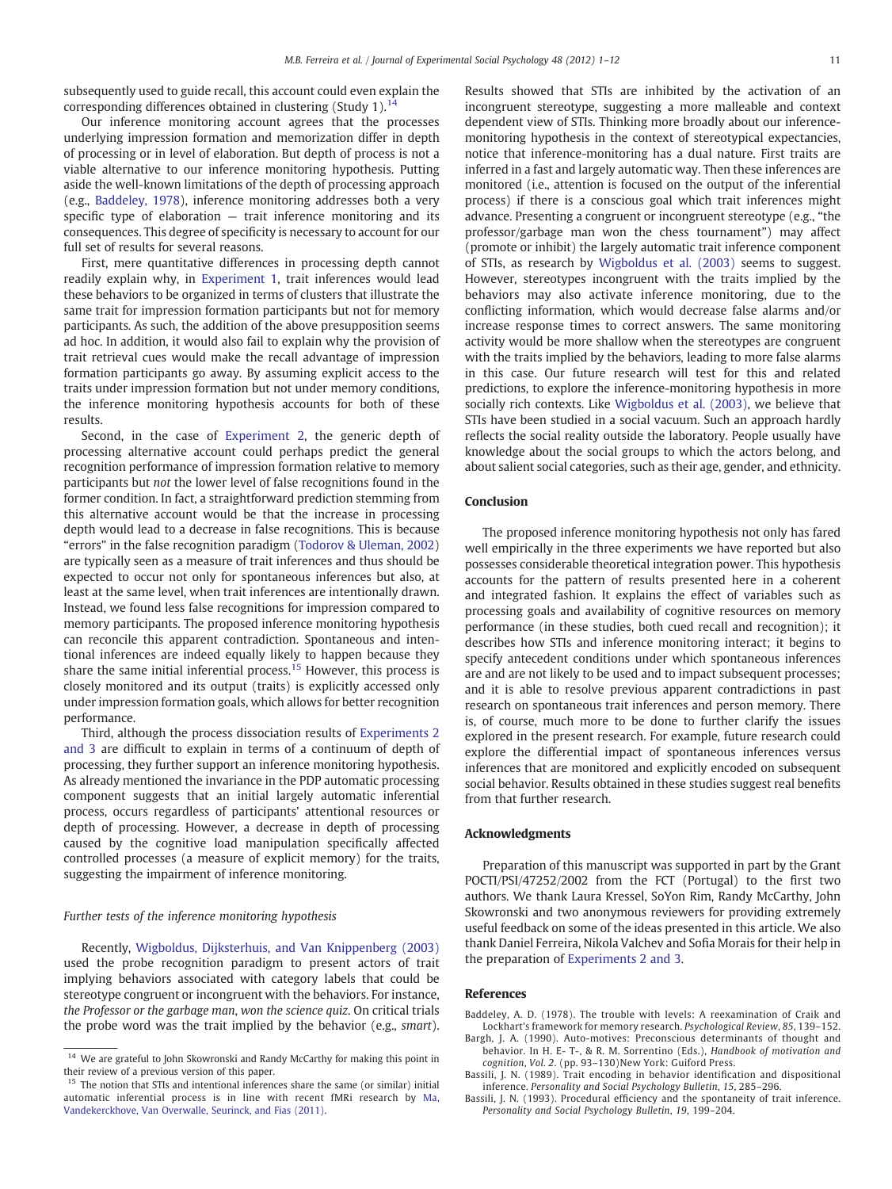subsequently used to guide recall, this account could even explain the corresponding differences obtained in clustering (Study 1).[14]

Our inference monitoring account agrees that the processes underlying impression formation and memorization differ in depth of processing or in level of elaboration. But depth of process is not a viable alternative to our inference monitoring hypothesis. Putting aside the well-known limitations of the depth of processing approach (e.g., Baddeley, 1978), inference monitoring addresses both a very specific type of elaboration — trait inference monitoring and its consequences. This degree of specificity is necessary to account for our full set of results for several reasons.

First, mere quantitative differences in processing depth cannot readily explain why, in Experiment 1, trait inferences would lead these behaviors to be organized in terms of clusters that illustrate the same trait for impression formation participants but not for memory participants. As such, the addition of the above presupposition seems ad hoc. In addition, it would also fail to explain why the provision of trait retrieval cues would make the recall advantage of impression formation participants go away. By assuming explicit access to the traits under impression formation but not under memory conditions, the inference monitoring hypothesis accounts for both of these results.

Second, in the case of Experiment 2, the generic depth of processing alternative account could perhaps predict the general recognition performance of impression formation relative to memory participants but *not* the lower level of false recognitions found in the former condition. In fact, a straightforward prediction stemming from this alternative account would be that the increase in processing depth would lead to a decrease in false recognitions. This is because "errors" in the false recognition paradigm (Todorov & Uleman, 2002) are typically seen as a measure of trait inferences and thus should be expected to occur not only for spontaneous inferences but also, at least at the same level, when trait inferences are intentionally drawn. Instead, we found less false recognitions for impression compared to memory participants. The proposed inference monitoring hypothesis can reconcile this apparent contradiction. Spontaneous and intentional inferences are indeed equally likely to happen because they share the same initial inferential process.[15] However, this process is closely monitored and its output (traits) is explicitly accessed only under impression formation goals, which allows for better recognition performance.

Third, although the process dissociation results of Experiments 2 and 3 are difficult to explain in terms of a continuum of depth of processing, they further support an inference monitoring hypothesis. As already mentioned the invariance in the PDP automatic processing component suggests that an initial largely automatic inferential process, occurs regardless of participants' attentional resources or depth of processing. However, a decrease in depth of processing caused by the cognitive load manipulation specifically affected controlled processes (a measure of explicit memory) for the traits, suggesting the impairment of inference monitoring.

### *Further tests of the inference monitoring hypothesis*

Recently, Wigboldus, Dijksterhuis, and Van Knippenberg (2003) used the probe recognition paradigm to present actors of trait implying behaviors associated with category labels that could be stereotype congruent or incongruent with the behaviors. For instance, *the Professor or the garbage man, won the science quiz*. On critical trials the probe word was the trait implied by the behavior (e.g., *smart*). Results showed that STIs are inhibited by the activation of an incongruent stereotype, suggesting a more malleable and context dependent view of STIs. Thinking more broadly about our inference-monitoring hypothesis in the context of stereotypical expectancies, notice that inference-monitoring has a dual nature. First traits are inferred in a fast and largely automatic way. Then these inferences are monitored (i.e., attention is focused on the output of the inferential process) if there is a conscious goal which trait inferences might advance. Presenting a congruent or incongruent stereotype (e.g., "the professor/garbage man won the chess tournament") may affect (promote or inhibit) the largely automatic trait inference component of STIs, as research by Wigboldus et al. (2003) seems to suggest. However, stereotypes incongruent with the traits implied by the behaviors may also activate inference monitoring, due to the conflicting information, which would decrease false alarms and/or increase response times to correct answers. The same monitoring activity would be more shallow when the stereotypes are congruent with the traits implied by the behaviors, leading to more false alarms in this case. Our future research will test for this and related predictions, to explore the inference-monitoring hypothesis in more socially rich contexts. Like Wigboldus et al. (2003), we believe that STIs have been studied in a social vacuum. Such an approach hardly reflects the social reality outside the laboratory. People usually have knowledge about the social groups to which the actors belong, and about salient social categories, such as their age, gender, and ethnicity.

## Conclusion

The proposed inference monitoring hypothesis not only has fared well empirically in the three experiments we have reported but also possesses considerable theoretical integration power. This hypothesis accounts for the pattern of results presented here in a coherent and integrated fashion. It explains the effect of variables such as processing goals and availability of cognitive resources on memory performance (in these studies, both cued recall and recognition); it describes how STIs and inference monitoring interact; it begins to specify antecedent conditions under which spontaneous inferences are and are not likely to be used and to impact subsequent processes; and it is able to resolve previous apparent contradictions in past research on spontaneous trait inferences and person memory. There is, of course, much more to be done to further clarify the issues explored in the present research. For example, future research could explore the differential impact of spontaneous inferences versus inferences that are monitored and explicitly encoded on subsequent social behavior. Results obtained in these studies suggest real benefits from that further research.

## Acknowledgments

Preparation of this manuscript was supported in part by the Grant POCTI/PSI/47252/2002 from the FCT (Portugal) to the first two authors. We thank Laura Kressel, SoYon Rim, Randy McCarthy, John Skowronski and two anonymous reviewers for providing extremely useful feedback on some of the ideas presented in this article. We also thank Daniel Ferreira, Nikola Valchev and Sofia Morais for their help in the preparation of Experiments 2 and 3.

## References

Baddeley, A. D. (1978). The trouble with levels: A reexamination of Craik and Lockhart's framework for memory research. *Psychological Review*, *85*, 139–152.

Bargh, J. A. (1990). Auto-motives: Preconscious determinants of thought and behavior. In H. E- T-, & R. M. Sorrentino (Eds.), *Handbook of motivation and cognition*, *Vol. 2*. (pp. 93–130)New York: Guiford Press.

Bassili, J. N. (1989). Trait encoding in behavior identification and dispositional inference. *Personality and Social Psychology Bulletin*, *15*, 285–296.

Bassili, J. N. (1993). Procedural efficiency and the spontaneity of trait inference. *Personality and Social Psychology Bulletin*, *19*, 199–204.

---

[14] We are grateful to John Skowronski and Randy McCarthy for making this point in their review of a previous version of this paper.

[15] The notion that STIs and intentional inferences share the same (or similar) initial automatic inferential process is in line with recent fMRi research by Ma, Vandekerckhove, Van Overwalle, Seurinck, and Fias (2011).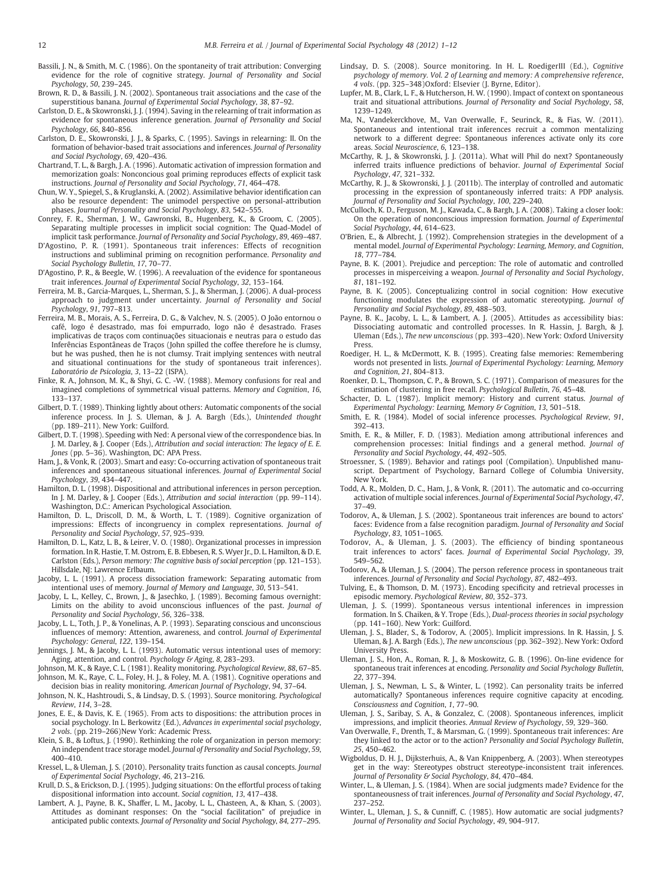Bassili, J. N., & Smith, M. C. (1986). On the spontaneity of trait attribution: Converging evidence for the role of cognitive strategy. *Journal of Personality and Social Psychology*, *50*, 239–245.

Brown, R. D., & Bassili, J. N. (2002). Spontaneous trait associations and the case of the superstitious banana. *Journal of Experimental Social Psychology*, *38*, 87–92.

Carlston, D. E., & Skowronski, J. J. (1994). Saving in the relearning of trait information as evidence for spontaneous inference generation. *Journal of Personality and Social Psychology*, *66*, 840–856.

Carlston, D. E., Skowronski, J. J., & Sparks, C. (1995). Savings in relearning: II. On the formation of behavior-based trait associations and inferences. *Journal of Personality and Social Psychology*, *69*, 420–436.

Chartrand, T. L., & Bargh, J. A. (1996). Automatic activation of impression formation and memorization goals: Nonconcious goal priming reproduces effects of explicit task instructions. *Journal of Personality and Social Psychology*, *71*, 464–478.

Chun, W. Y., Spiegel, S., & Kruglanski, A. (2002). Assimilative behavior identification can also be resource dependent: The unimodel perspective on personal-attribution phases. *Journal of Personality and Social Psychology*, *83*, 542–555.

Conrey, F. R., Sherman, J. W., Gawronski, B., Hugenberg, K., & Groom, C. (2005). Separating multiple processes in implicit social cognition: The Quad-Model of implicit task performance. *Journal of Personality and Social Psychology*, *89*, 469–487.

D'Agostino, P. R. (1991). Spontaneous trait inferences: Effects of recognition instructions and subliminal priming on recognition performance. *Personality and Social Psychology Bulletin*, *17*, 70–77.

D'Agostino, P. R., & Beegle, W. (1996). A reevaluation of the evidence for spontaneous trait inferences. *Journal of Experimental Social Psychology*, *32*, 153–164.

Ferreira, M. B., Garcia-Marques, L., Sherman, S. J., & Sherman, J. (2006). A dual-process approach to judgment under uncertainty. *Journal of Personality and Social Psychology*, *91*, 797–813.

Ferreira, M. B., Morais, A. S., Ferreira, D. G., & Valchev, N. S. (2005). O João entornou o café, logo é desastrado, mas foi empurrado, logo não é desastrado. Frases implicativas de traços com continuações situacionais e neutras para o estudo das Inferências Espontâneas de Traços (John spilled the coffee therefore he is clumsy, but he was pushed, then he is not clumsy. Trait implying sentences with neutral and situational continuations for the study of spontaneous trait inferences). *Laboratório de Psicologia*, *3*, 13–22 (ISPA).

Finke, R. A., Johnson, M. K., & Shyi, G. C. -W. (1988). Memory confusions for real and imagined completions of symmetrical visual patterns. *Memory and Cognition*, *16*, 133–137.

Gilbert, D. T. (1989). Thinking lightly about others: Automatic components of the social inference process. In J. S. Uleman, & J. A. Bargh (Eds.), *Unintended thought* (pp. 189–211). New York: Guilford.

Gilbert, D. T. (1998). Speeding with Ned: A personal view of the correspondence bias. In J. M. Darley, & J. Cooper (Eds.), *Attribution and social interaction: The legacy of E. E. Jones* (pp. 5–36). Washington, DC: APA Press.

Ham, J., & Vonk, R. (2003). Smart and easy: Co-occurring activation of spontaneous trait inferences and spontaneous situational inferences. *Journal of Experimental Social Psychology*, *39*, 434–447.

Hamilton, D. L. (1998). Dispositional and attributional inferences in person perception. In J. M. Darley, & J. Cooper (Eds.), *Attribution and social interaction* (pp. 99–114). Washington, D.C.: American Psychological Association.

Hamilton, D. L., Driscoll, D. M., & Worth, L. T. (1989). Cognitive organization of impressions: Effects of incongruency in complex representations. *Journal of Personality and Social Psychology*, *57*, 925–939.

Hamilton, D. L., Katz, L. B., & Leirer, V. O. (1980). Organizational processes in impression formation. In R. Hastie, T. M. Ostrom, E. B. Ebbesen, R. S. Wyer Jr., D. L. Hamilton, & D. E. Carlston (Eds.), *Person memory: The cognitive basis of social perception* (pp. 121–153). Hillsdale, NJ: Lawrence Erlbaum.

Jacoby, L. L. (1991). A process dissociation framework: Separating automatic from intentional uses of memory. *Journal of Memory and Language*, *30*, 513–541.

Jacoby, L. L., Kelley, C., Brown, J., & Jasechko, J. (1989). Becoming famous overnight: Limits on the ability to avoid unconscious influences of the past. *Journal of Personality and Social Psychology*, *56*, 326–338.

Jacoby, L. L., Toth, J. P., & Yonelinas, A. P. (1993). Separating conscious and unconscious influences of memory: Attention, awareness, and control. *Journal of Experimental Psychology: General*, *122*, 139–154.

Jennings, J. M., & Jacoby, L. L. (1993). Automatic versus intentional uses of memory: Aging, attention, and control. *Psychology & Aging*, *8*, 283–293.

Johnson, M. K., & Raye, C. L. (1981). Reality monitoring. *Psychological Review*, *88*, 67–85.

Johnson, M. K., Raye, C. L., Foley, H. J., & Foley, M. A. (1981). Cognitive operations and decision bias in reality monitoring. *American Journal of Psychology*, *94*, 37–64.

Johnson, N. K., Hashtroudi, S., & Lindsay, D. S. (1993). Source monitoring. *Psychological Review*, *114*, 3–28.

Jones, E. E., & Davis, K. E. (1965). From acts to dispositions: the attribution proces in social psychology. In L. Berkowitz (Ed.), *Advances in experimental social psychology*, *2 vols*. (pp. 219–266)New York: Academic Press.

Klein, S. B., & Loftus, J. (1990). Rethinking the role of organization in person memory: An independent trace storage model. *Journal of Personality and Social Psychology*, *59*, 400–410.

Kressel, L., & Uleman, J. S. (2010). Personality traits function as causal concepts. *Journal of Experimental Social Psychology*, *46*, 213–216.

Krull, D. S., & Erickson, D. J. (1995). Judging situations: On the effortful process of taking dispositional information into account. *Social cognition*, *13*, 417–438.

Lambert, A. J., Payne, B. K., Shaffer, L. M., Jacoby, L. L., Chasteen, A., & Khan, S. (2003). Attitudes as dominant responses: On the "social facilitation" of prejudice in anticipated public contexts. *Journal of Personality and Social Psychology*, *84*, 277–295.

Lindsay, D. S. (2008). Source monitoring. In H. L. RoedigerIII (Ed.), *Cognitive psychology of memory. Vol. 2 of Learning and memory: A comprehensive reference*, *4 vols*. (pp. 325–348)Oxford: Elsevier (J. Byrne, Editor).

Lupfer, M. B., Clark, L. F., & Hutcherson, H. W. (1990). Impact of context on spontaneous trait and situational attributions. *Journal of Personality and Social Psychology*, *58*, 1239–1249.

Ma, N., Vandekerckhove, M., Van Overwalle, F., Seurinck, R., & Fias, W. (2011). Spontaneous and intentional trait inferences recruit a common mentalizing network to a different degree: Spontaneous inferences activate only its core areas. *Social Neuroscience*, *6*, 123–138.

McCarthy, R. J., & Skowronski, J. J. (2011a). What will Phil do next? Spontaneously inferred traits influence predictions of behavior. *Journal of Experimental Social Psychology*, *47*, 321–332.

McCarthy, R. J., & Skowronski, J. J. (2011b). The interplay of controlled and automatic processing in the expression of spontaneously inferred traits: A PDP analysis. *Journal of Personality and Social Psychology*, *100*, 229–240.

McCulloch, K. D., Ferguson, M. J., Kawada, C., & Bargh, J. A. (2008). Taking a closer look: On the operation of nonconscious impression formation. *Journal of Experimental Social Psychology*, *44*, 614–623.

O'Brien, E., & Albrecht, J. (1992). Comprehension strategies in the development of a mental model. *Journal of Experimental Psychology: Learning, Memory, and Cognition*, *18*, 777–784.

Payne, B. K. (2001). Prejudice and perception: The role of automatic and controlled processes in misperceiving a weapon. *Journal of Personality and Social Psychology*, *81*, 181–192.

Payne, B. K. (2005). Conceptualizing control in social cognition: How executive functioning modulates the expression of automatic stereotyping. *Journal of Personality and Social Psychology*, *89*, 488–503.

Payne, B. K., Jacoby, L. L., & Lambert, A. J. (2005). Attitudes as accessibility bias: Dissociating automatic and controlled processes. In R. Hassin, J. Bargh, & J. Uleman (Eds.), *The new unconscious* (pp. 393–420). New York: Oxford University Press.

Roediger, H. L., & McDermott, K. B. (1995). Creating false memories: Remembering words not presented in lists. *Journal of Experimental Psychology: Learning, Memory and Cognition*, *21*, 804–813.

Roenker, D. L., Thompson, C. P., & Brown, S. C. (1971). Comparison of measures for the estimation of clustering in free recall. *Psychological Bulletin*, *76*, 45–48.

Schacter, D. L. (1987). Implicit memory: History and current status. *Journal of Experimental Psychology: Learning, Memory & Cognition*, *13*, 501–518.

Smith, E. R. (1984). Model of social inference processes. *Psychological Review*, *91*, 392–413.

Smith, E. R., & Miller, F. D. (1983). Mediation among attributional inferences and comprehension processes: Initial findings and a general method. *Journal of Personality and Social Psychology*, *44*, 492–505.

Stroessner, S. (1989). Behavior and ratings pool (Compilation). Unpublished manuscript. Department of Psychology, Barnard College of Columbia University, New York.

Todd, A. R., Molden, D. C., Ham, J., & Vonk, R. (2011). The automatic and co-occurring activation of multiple social inferences. *Journal of Experimental Social Psychology*, *47*, 37–49.

Todorov, A., & Uleman, J. S. (2002). Spontaneous trait inferences are bound to actors' faces: Evidence from a false recognition paradigm. *Journal of Personality and Social Psychology*, *83*, 1051–1065.

Todorov, A., & Uleman, J. S. (2003). The efficiency of binding spontaneous trait inferences to actors' faces. *Journal of Experimental Social Psychology*, *39*, 549–562.

Todorov, A., & Uleman, J. S. (2004). The person reference process in spontaneous trait inferences. *Journal of Personality and Social Psychology*, *87*, 482–493.

Tulving, E., & Thomson, D. M. (1973). Encoding specificity and retrieval processes in episodic memory. *Psychological Review*, *80*, 352–373.

Uleman, J. S. (1999). Spontaneous versus intentional inferences in impression formation. In S. Chaiken, & Y. Trope (Eds.), *Dual-process theories in social psychology* (pp. 141–160). New York: Guilford.

Uleman, J. S., Blader, S., & Todorov, A. (2005). Implicit impressions. In R. Hassin, J. S. Uleman, & J. A. Bargh (Eds.), *The new unconscious* (pp. 362–392). New York: Oxford University Press.

Uleman, J. S., Hon, A., Roman, R. J., & Moskowitz, G. B. (1996). On-line evidence for spontaneous trait inferences at encoding. *Personality and Social Psychology Bulletin*, *22*, 377–394.

Uleman, J. S., Newman, L. S., & Winter, L. (1992). Can personality traits be inferred automatically? Spontaneous inferences require cognitive capacity at encoding. *Consciousness and Cognition*, *1*, 77–90.

Uleman, J. S., Saribay, S. A., & Gonzalez, C. (2008). Spontaneous inferences, implicit impressions, and implicit theories. *Annual Review of Psychology*, *59*, 329–360.

Van Overwalle, F., Drenth, T., & Marsman, G. (1999). Spontaneous trait inferences: Are they linked to the actor or to the action? *Personality and Social Psychology Bulletin*, *25*, 450–462.

Wigboldus, D. H. J., Dijksterhuis, A., & Van Knippenberg, A. (2003). When stereotypes get in the way: Stereotypes obstruct stereotype-inconsistent trait inferences. *Journal of Personality & Social Psychology*, *84*, 470–484.

Winter, L., & Uleman, J. S. (1984). When are social judgments made? Evidence for the spontaneousness of trait inferences. *Journal of Personality and Social Psychology*, *47*, 237–252.

Winter, L., Uleman, J. S., & Cunniff, C. (1985). How automatic are social judgments? *Journal of Personality and Social Psychology*, *49*, 904–917.